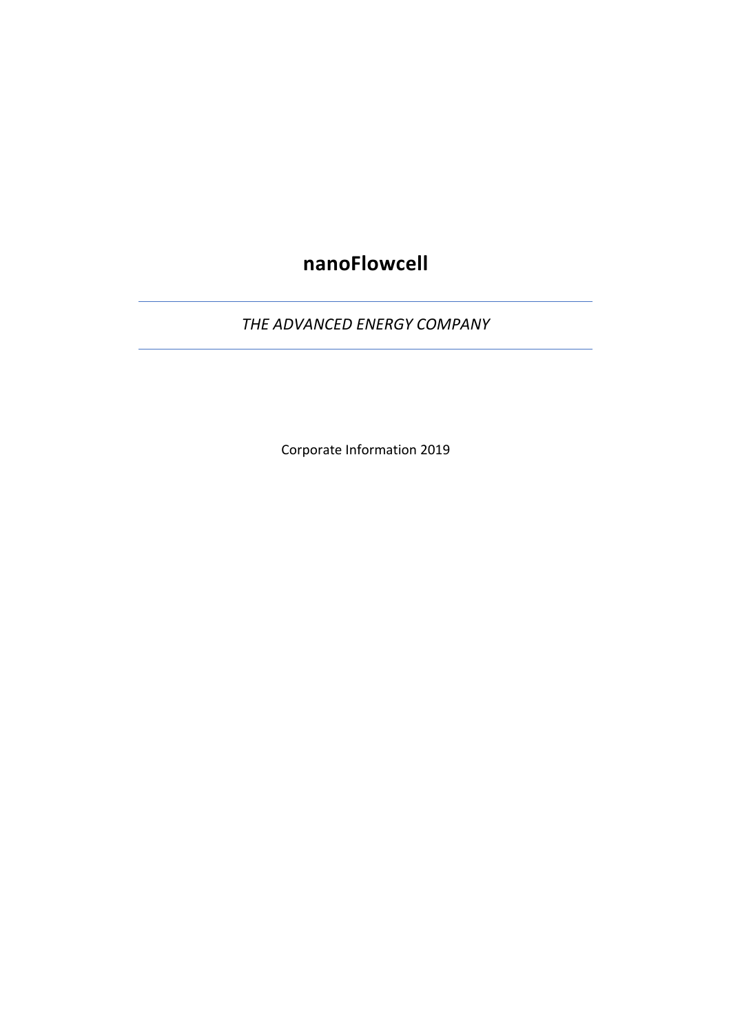# nanoFlowcell

---

*THE ADVANCED ENERGY COMPANY*

---

Corporate Information 2019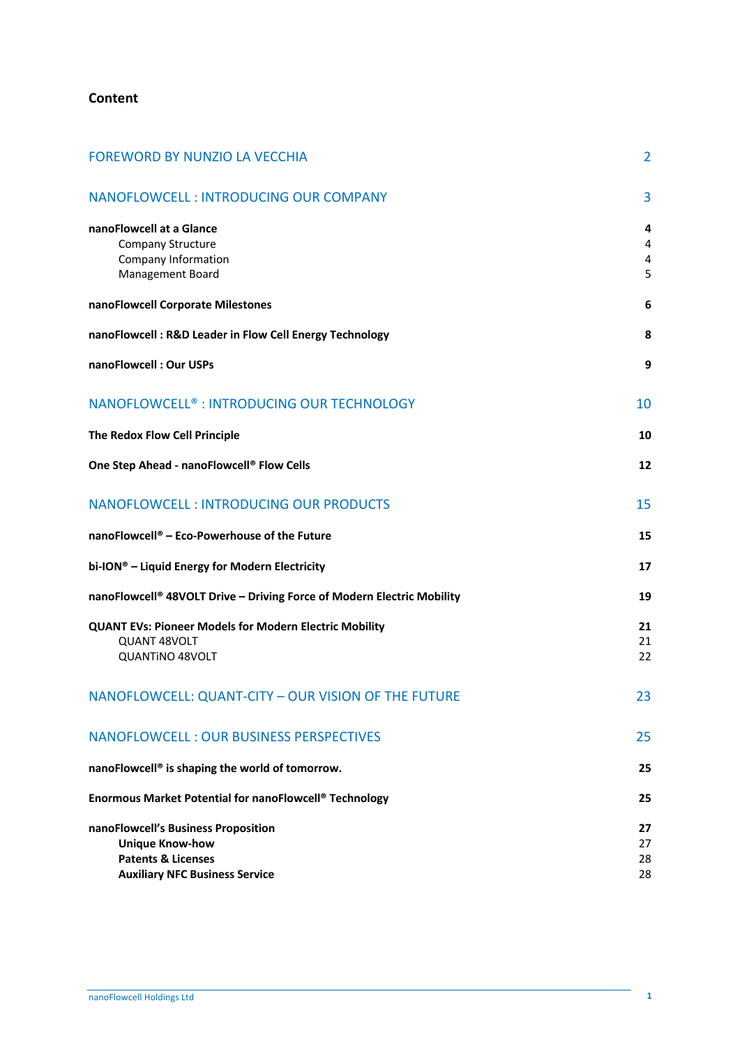# Content

| | |
|---|---|
| FOREWORD BY NUNZIO LA VECCHIA | 2 |
| NANOFLOWCELL : INTRODUCING OUR COMPANY | 3 |
| **nanoFlowcell at a Glance** | **4** |
| Company Structure | 4 |
| Company Information | 4 |
| Management Board | 5 |
| **nanoFlowcell Corporate Milestones** | **6** |
| **nanoFlowcell : R&D Leader in Flow Cell Energy Technology** | **8** |
| **nanoFlowcell : Our USPs** | **9** |
| NANOFLOWCELL® : INTRODUCING OUR TECHNOLOGY | 10 |
| **The Redox Flow Cell Principle** | **10** |
| **One Step Ahead - nanoFlowcell® Flow Cells** | **12** |
| NANOFLOWCELL : INTRODUCING OUR PRODUCTS | 15 |
| **nanoFlowcell® – Eco-Powerhouse of the Future** | **15** |
| **bi-ION® – Liquid Energy for Modern Electricity** | **17** |
| **nanoFlowcell® 48VOLT Drive – Driving Force of Modern Electric Mobility** | **19** |
| **QUANT EVs: Pioneer Models for Modern Electric Mobility** | **21** |
| QUANT 48VOLT | 21 |
| QUANTiNO 48VOLT | 22 |
| NANOFLOWCELL: QUANT-CITY – OUR VISION OF THE FUTURE | 23 |
| NANOFLOWCELL : OUR BUSINESS PERSPECTIVES | 25 |
| **nanoFlowcell® is shaping the world of tomorrow.** | **25** |
| **Enormous Market Potential for nanoFlowcell® Technology** | **25** |
| **nanoFlowcell's Business Proposition** | **27** |
| **Unique Know-how** | 27 |
| **Patents & Licenses** | 28 |
| **Auxiliary NFC Business Service** | 28 |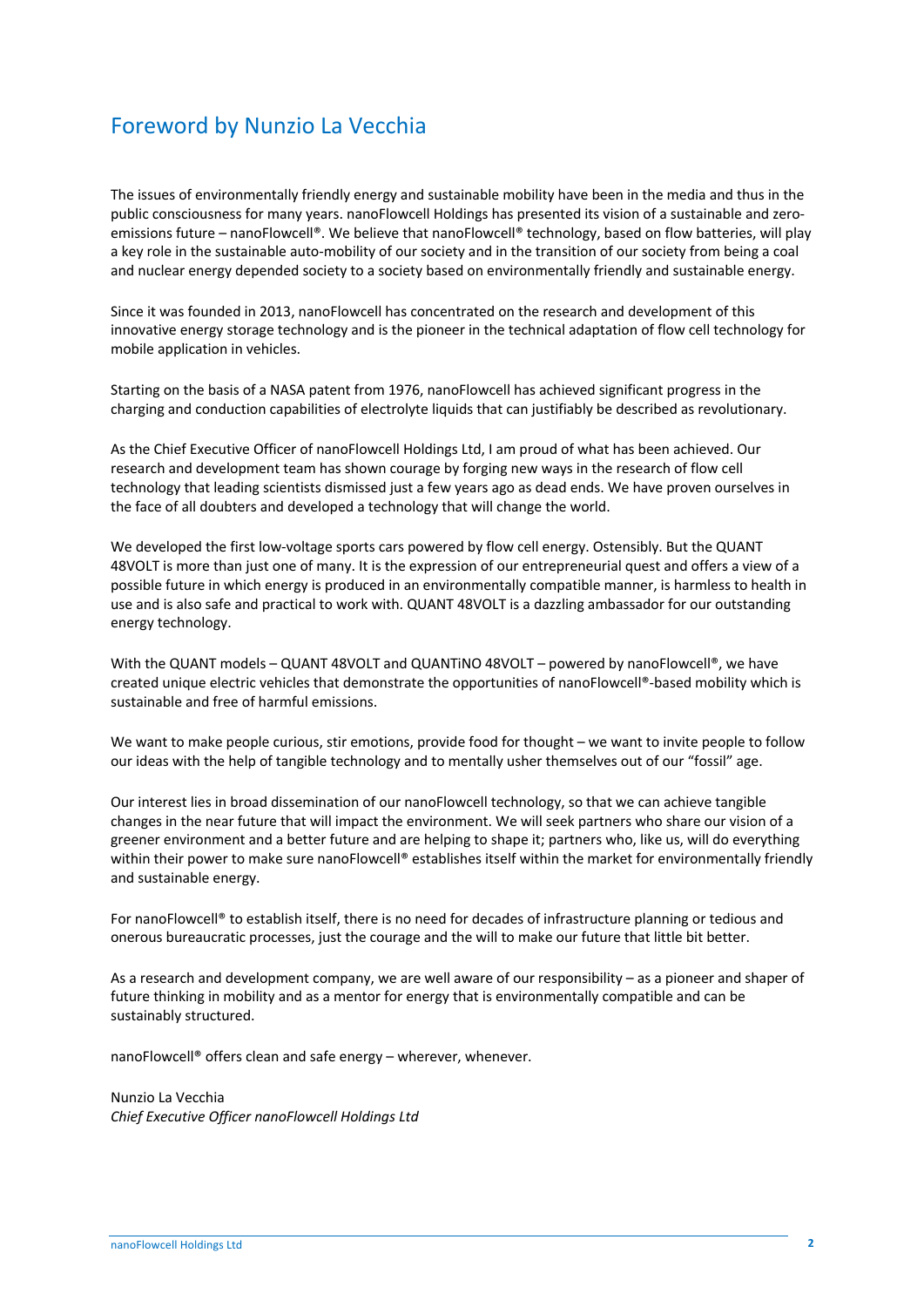# Foreword by Nunzio La Vecchia

The issues of environmentally friendly energy and sustainable mobility have been in the media and thus in the public consciousness for many years. nanoFlowcell Holdings has presented its vision of a sustainable and zero-emissions future – nanoFlowcell®. We believe that nanoFlowcell® technology, based on flow batteries, will play a key role in the sustainable auto-mobility of our society and in the transition of our society from being a coal and nuclear energy depended society to a society based on environmentally friendly and sustainable energy.

Since it was founded in 2013, nanoFlowcell has concentrated on the research and development of this innovative energy storage technology and is the pioneer in the technical adaptation of flow cell technology for mobile application in vehicles.

Starting on the basis of a NASA patent from 1976, nanoFlowcell has achieved significant progress in the charging and conduction capabilities of electrolyte liquids that can justifiably be described as revolutionary.

As the Chief Executive Officer of nanoFlowcell Holdings Ltd, I am proud of what has been achieved. Our research and development team has shown courage by forging new ways in the research of flow cell technology that leading scientists dismissed just a few years ago as dead ends. We have proven ourselves in the face of all doubters and developed a technology that will change the world.

We developed the first low-voltage sports cars powered by flow cell energy. Ostensibly. But the QUANT 48VOLT is more than just one of many. It is the expression of our entrepreneurial quest and offers a view of a possible future in which energy is produced in an environmentally compatible manner, is harmless to health in use and is also safe and practical to work with. QUANT 48VOLT is a dazzling ambassador for our outstanding energy technology.

With the QUANT models – QUANT 48VOLT and QUANTiNO 48VOLT – powered by nanoFlowcell®, we have created unique electric vehicles that demonstrate the opportunities of nanoFlowcell®-based mobility which is sustainable and free of harmful emissions.

We want to make people curious, stir emotions, provide food for thought – we want to invite people to follow our ideas with the help of tangible technology and to mentally usher themselves out of our "fossil" age.

Our interest lies in broad dissemination of our nanoFlowcell technology, so that we can achieve tangible changes in the near future that will impact the environment. We will seek partners who share our vision of a greener environment and a better future and are helping to shape it; partners who, like us, will do everything within their power to make sure nanoFlowcell® establishes itself within the market for environmentally friendly and sustainable energy.

For nanoFlowcell® to establish itself, there is no need for decades of infrastructure planning or tedious and onerous bureaucratic processes, just the courage and the will to make our future that little bit better.

As a research and development company, we are well aware of our responsibility – as a pioneer and shaper of future thinking in mobility and as a mentor for energy that is environmentally compatible and can be sustainably structured.

nanoFlowcell® offers clean and safe energy – wherever, whenever.

Nunzio La Vecchia
*Chief Executive Officer nanoFlowcell Holdings Ltd*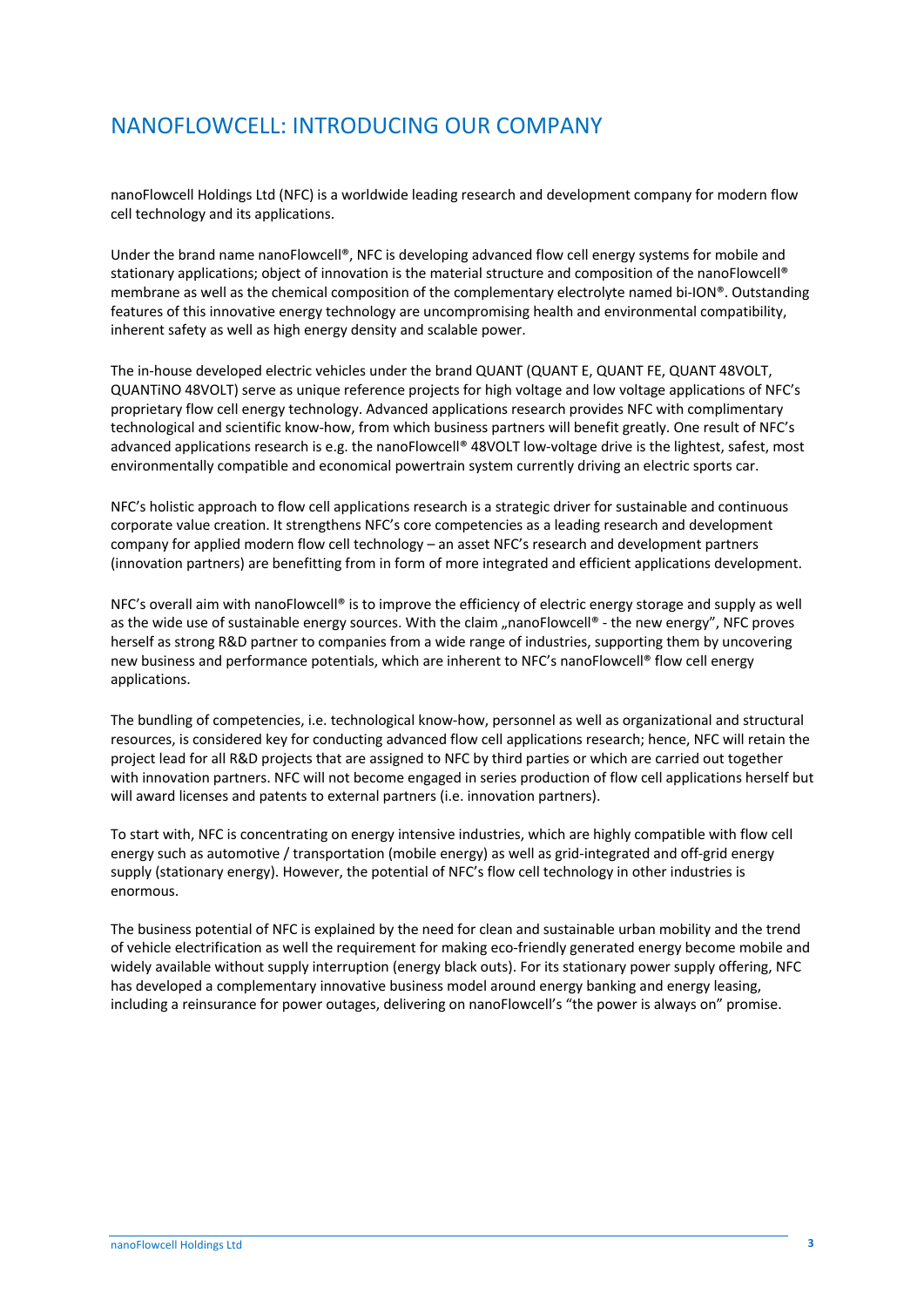# NANOFLOWCELL: INTRODUCING OUR COMPANY

nanoFlowcell Holdings Ltd (NFC) is a worldwide leading research and development company for modern flow cell technology and its applications.

Under the brand name nanoFlowcell®, NFC is developing advanced flow cell energy systems for mobile and stationary applications; object of innovation is the material structure and composition of the nanoFlowcell® membrane as well as the chemical composition of the complementary electrolyte named bi-ION®. Outstanding features of this innovative energy technology are uncompromising health and environmental compatibility, inherent safety as well as high energy density and scalable power.

The in-house developed electric vehicles under the brand QUANT (QUANT E, QUANT FE, QUANT 48VOLT, QUANTiNO 48VOLT) serve as unique reference projects for high voltage and low voltage applications of NFC's proprietary flow cell energy technology. Advanced applications research provides NFC with complimentary technological and scientific know-how, from which business partners will benefit greatly. One result of NFC's advanced applications research is e.g. the nanoFlowcell® 48VOLT low-voltage drive is the lightest, safest, most environmentally compatible and economical powertrain system currently driving an electric sports car.

NFC's holistic approach to flow cell applications research is a strategic driver for sustainable and continuous corporate value creation. It strengthens NFC's core competencies as a leading research and development company for applied modern flow cell technology – an asset NFC's research and development partners (innovation partners) are benefitting from in form of more integrated and efficient applications development.

NFC's overall aim with nanoFlowcell® is to improve the efficiency of electric energy storage and supply as well as the wide use of sustainable energy sources. With the claim „nanoFlowcell® - the new energy", NFC proves herself as strong R&D partner to companies from a wide range of industries, supporting them by uncovering new business and performance potentials, which are inherent to NFC's nanoFlowcell® flow cell energy applications.

The bundling of competencies, i.e. technological know-how, personnel as well as organizational and structural resources, is considered key for conducting advanced flow cell applications research; hence, NFC will retain the project lead for all R&D projects that are assigned to NFC by third parties or which are carried out together with innovation partners. NFC will not become engaged in series production of flow cell applications herself but will award licenses and patents to external partners (i.e. innovation partners).

To start with, NFC is concentrating on energy intensive industries, which are highly compatible with flow cell energy such as automotive / transportation (mobile energy) as well as grid-integrated and off-grid energy supply (stationary energy). However, the potential of NFC's flow cell technology in other industries is enormous.

The business potential of NFC is explained by the need for clean and sustainable urban mobility and the trend of vehicle electrification as well the requirement for making eco-friendly generated energy become mobile and widely available without supply interruption (energy black outs). For its stationary power supply offering, NFC has developed a complementary innovative business model around energy banking and energy leasing, including a reinsurance for power outages, delivering on nanoFlowcell's "the power is always on" promise.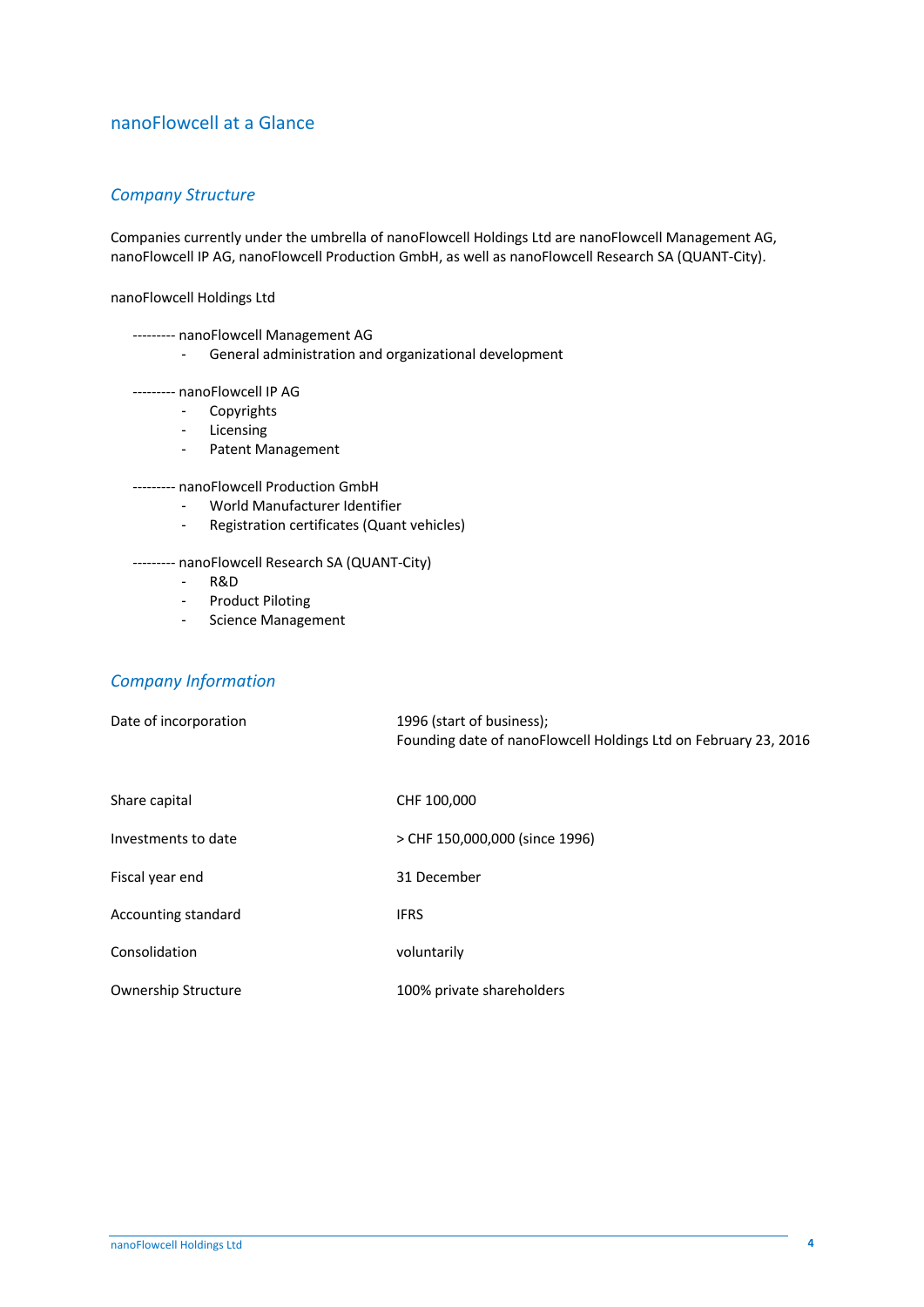## nanoFlowcell at a Glance

### *Company Structure*

Companies currently under the umbrella of nanoFlowcell Holdings Ltd are nanoFlowcell Management AG, nanoFlowcell IP AG, nanoFlowcell Production GmbH, as well as nanoFlowcell Research SA (QUANT-City).

nanoFlowcell Holdings Ltd

--------- nanoFlowcell Management AG
- General administration and organizational development

--------- nanoFlowcell IP AG
- Copyrights
- Licensing
- Patent Management

--------- nanoFlowcell Production GmbH
- World Manufacturer Identifier
- Registration certificates (Quant vehicles)

--------- nanoFlowcell Research SA (QUANT-City)
- R&D
- Product Piloting
- Science Management

### *Company Information*

| | |
|---|---|
| Date of incorporation | 1996 (start of business);<br>Founding date of nanoFlowcell Holdings Ltd on February 23, 2016 |
| Share capital | CHF 100,000 |
| Investments to date | > CHF 150,000,000 (since 1996) |
| Fiscal year end | 31 December |
| Accounting standard | IFRS |
| Consolidation | voluntarily |
| Ownership Structure | 100% private shareholders |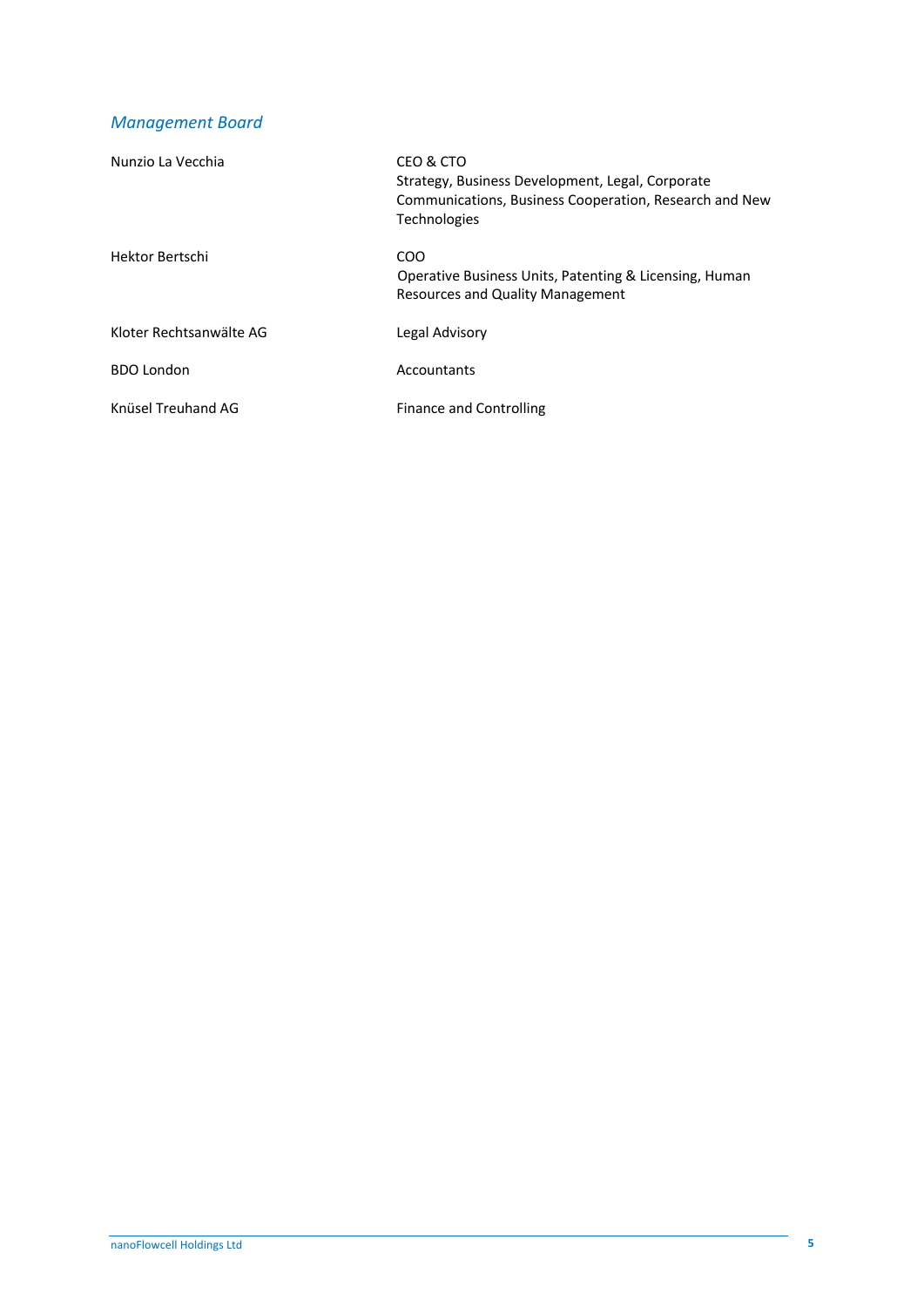## *Management Board*

| | |
|---|---|
| Nunzio La Vecchia | CEO & CTO<br>Strategy, Business Development, Legal, Corporate Communications, Business Cooperation, Research and New Technologies |
| Hektor Bertschi | COO<br>Operative Business Units, Patenting & Licensing, Human Resources and Quality Management |
| Kloter Rechtsanwälte AG | Legal Advisory |
| BDO London | Accountants |
| Knüsel Treuhand AG | Finance and Controlling |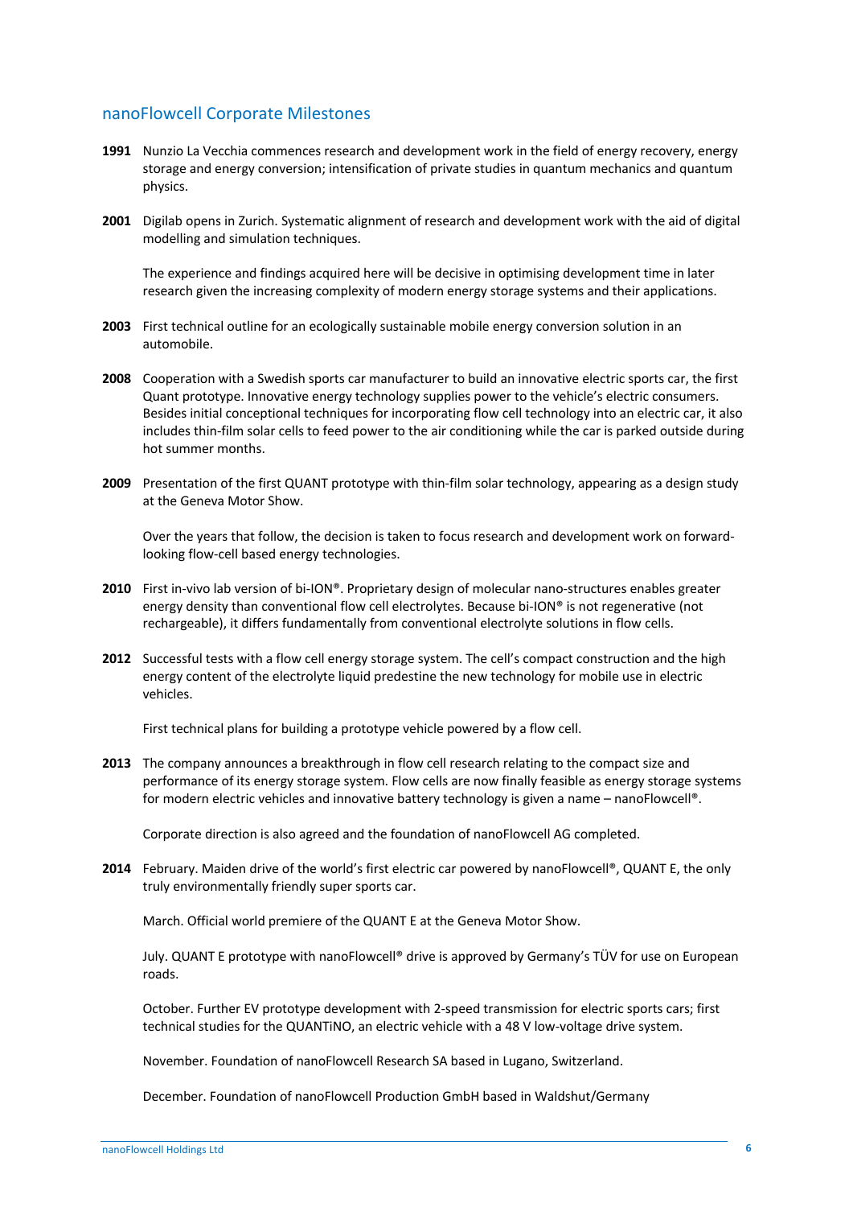## nanoFlowcell Corporate Milestones

**1991** Nunzio La Vecchia commences research and development work in the field of energy recovery, energy storage and energy conversion; intensification of private studies in quantum mechanics and quantum physics.

**2001** Digilab opens in Zurich. Systematic alignment of research and development work with the aid of digital modelling and simulation techniques.

The experience and findings acquired here will be decisive in optimising development time in later research given the increasing complexity of modern energy storage systems and their applications.

**2003** First technical outline for an ecologically sustainable mobile energy conversion solution in an automobile.

**2008** Cooperation with a Swedish sports car manufacturer to build an innovative electric sports car, the first Quant prototype. Innovative energy technology supplies power to the vehicle's electric consumers. Besides initial conceptional techniques for incorporating flow cell technology into an electric car, it also includes thin-film solar cells to feed power to the air conditioning while the car is parked outside during hot summer months.

**2009** Presentation of the first QUANT prototype with thin-film solar technology, appearing as a design study at the Geneva Motor Show.

Over the years that follow, the decision is taken to focus research and development work on forward-looking flow-cell based energy technologies.

**2010** First in-vivo lab version of bi-ION®. Proprietary design of molecular nano-structures enables greater energy density than conventional flow cell electrolytes. Because bi-ION® is not regenerative (not rechargeable), it differs fundamentally from conventional electrolyte solutions in flow cells.

**2012** Successful tests with a flow cell energy storage system. The cell's compact construction and the high energy content of the electrolyte liquid predestine the new technology for mobile use in electric vehicles.

First technical plans for building a prototype vehicle powered by a flow cell.

**2013** The company announces a breakthrough in flow cell research relating to the compact size and performance of its energy storage system. Flow cells are now finally feasible as energy storage systems for modern electric vehicles and innovative battery technology is given a name – nanoFlowcell®.

Corporate direction is also agreed and the foundation of nanoFlowcell AG completed.

**2014** February. Maiden drive of the world's first electric car powered by nanoFlowcell®, QUANT E, the only truly environmentally friendly super sports car.

March. Official world premiere of the QUANT E at the Geneva Motor Show.

July. QUANT E prototype with nanoFlowcell® drive is approved by Germany's TÜV for use on European roads.

October. Further EV prototype development with 2-speed transmission for electric sports cars; first technical studies for the QUANTiNO, an electric vehicle with a 48 V low-voltage drive system.

November. Foundation of nanoFlowcell Research SA based in Lugano, Switzerland.

December. Foundation of nanoFlowcell Production GmbH based in Waldshut/Germany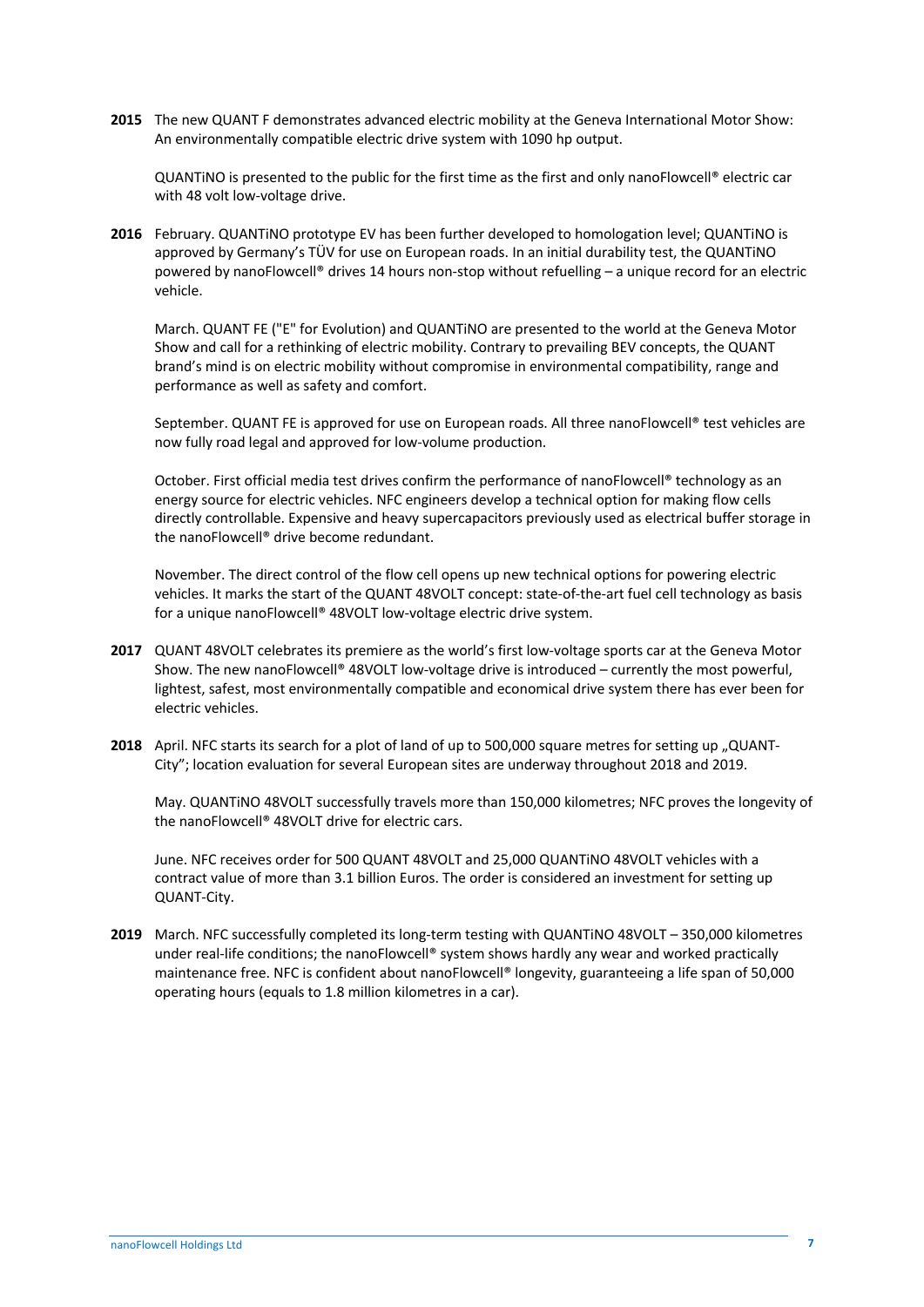**2015** The new QUANT F demonstrates advanced electric mobility at the Geneva International Motor Show: An environmentally compatible electric drive system with 1090 hp output.

QUANTiNO is presented to the public for the first time as the first and only nanoFlowcell® electric car with 48 volt low-voltage drive.

**2016** February. QUANTiNO prototype EV has been further developed to homologation level; QUANTiNO is approved by Germany's TÜV for use on European roads. In an initial durability test, the QUANTiNO powered by nanoFlowcell® drives 14 hours non-stop without refuelling – a unique record for an electric vehicle.

March. QUANT FE ("E" for Evolution) and QUANTiNO are presented to the world at the Geneva Motor Show and call for a rethinking of electric mobility. Contrary to prevailing BEV concepts, the QUANT brand's mind is on electric mobility without compromise in environmental compatibility, range and performance as well as safety and comfort.

September. QUANT FE is approved for use on European roads. All three nanoFlowcell® test vehicles are now fully road legal and approved for low-volume production.

October. First official media test drives confirm the performance of nanoFlowcell® technology as an energy source for electric vehicles. NFC engineers develop a technical option for making flow cells directly controllable. Expensive and heavy supercapacitors previously used as electrical buffer storage in the nanoFlowcell® drive become redundant.

November. The direct control of the flow cell opens up new technical options for powering electric vehicles. It marks the start of the QUANT 48VOLT concept: state-of-the-art fuel cell technology as basis for a unique nanoFlowcell® 48VOLT low-voltage electric drive system.

**2017** QUANT 48VOLT celebrates its premiere as the world's first low-voltage sports car at the Geneva Motor Show. The new nanoFlowcell® 48VOLT low-voltage drive is introduced – currently the most powerful, lightest, safest, most environmentally compatible and economical drive system there has ever been for electric vehicles.

**2018** April. NFC starts its search for a plot of land of up to 500,000 square metres for setting up „QUANT-City"; location evaluation for several European sites are underway throughout 2018 and 2019.

May. QUANTiNO 48VOLT successfully travels more than 150,000 kilometres; NFC proves the longevity of the nanoFlowcell® 48VOLT drive for electric cars.

June. NFC receives order for 500 QUANT 48VOLT and 25,000 QUANTiNO 48VOLT vehicles with a contract value of more than 3.1 billion Euros. The order is considered an investment for setting up QUANT-City.

**2019** March. NFC successfully completed its long-term testing with QUANTiNO 48VOLT – 350,000 kilometres under real-life conditions; the nanoFlowcell® system shows hardly any wear and worked practically maintenance free. NFC is confident about nanoFlowcell® longevity, guaranteeing a life span of 50,000 operating hours (equals to 1.8 million kilometres in a car).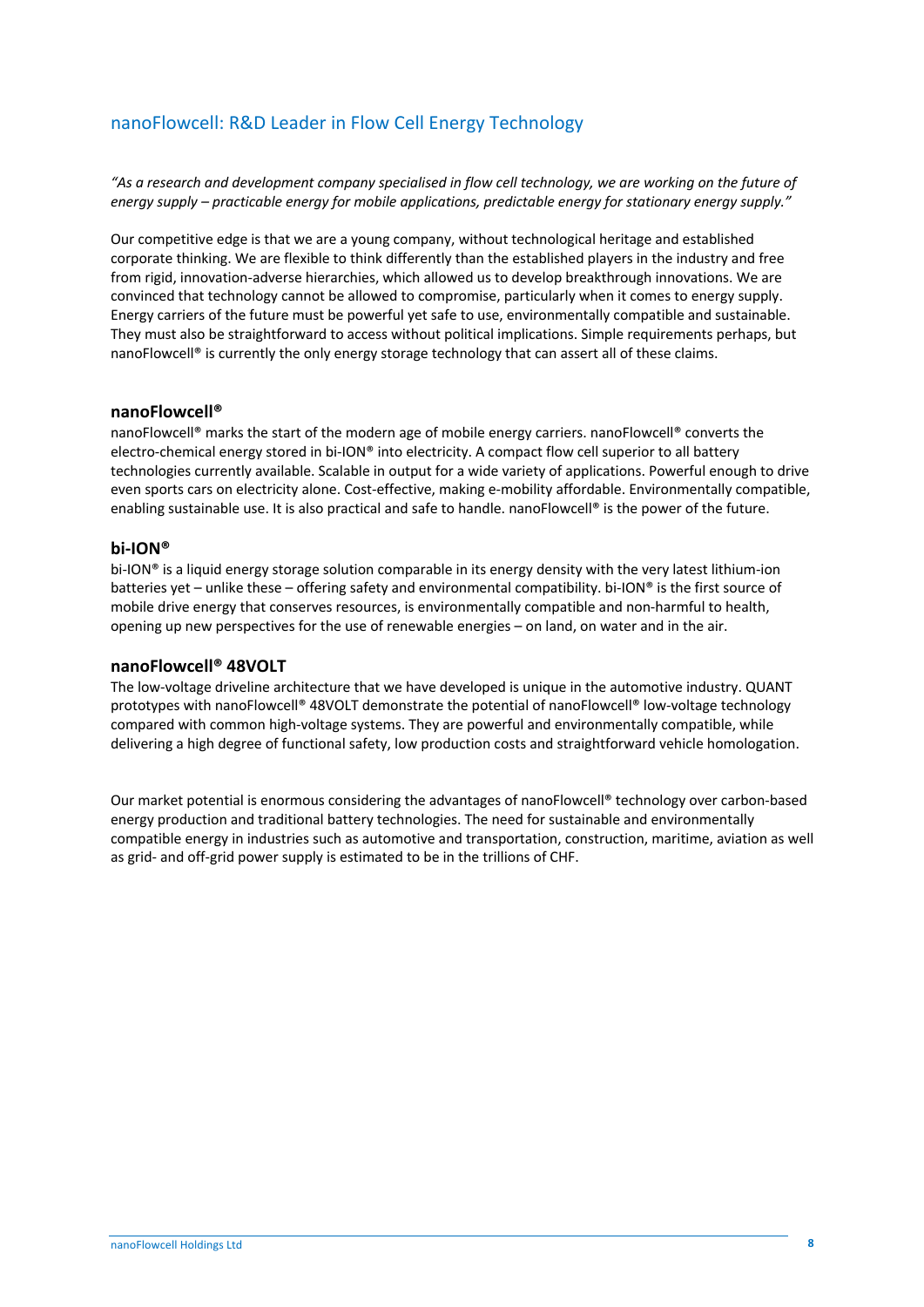## nanoFlowcell: R&D Leader in Flow Cell Energy Technology

*"As a research and development company specialised in flow cell technology, we are working on the future of energy supply – practicable energy for mobile applications, predictable energy for stationary energy supply."*

Our competitive edge is that we are a young company, without technological heritage and established corporate thinking. We are flexible to think differently than the established players in the industry and free from rigid, innovation-adverse hierarchies, which allowed us to develop breakthrough innovations. We are convinced that technology cannot be allowed to compromise, particularly when it comes to energy supply. Energy carriers of the future must be powerful yet safe to use, environmentally compatible and sustainable. They must also be straightforward to access without political implications. Simple requirements perhaps, but nanoFlowcell® is currently the only energy storage technology that can assert all of these claims.

### nanoFlowcell®

nanoFlowcell® marks the start of the modern age of mobile energy carriers. nanoFlowcell® converts the electro-chemical energy stored in bi-ION® into electricity. A compact flow cell superior to all battery technologies currently available. Scalable in output for a wide variety of applications. Powerful enough to drive even sports cars on electricity alone. Cost-effective, making e-mobility affordable. Environmentally compatible, enabling sustainable use. It is also practical and safe to handle. nanoFlowcell® is the power of the future.

### bi-ION®

bi-ION® is a liquid energy storage solution comparable in its energy density with the very latest lithium-ion batteries yet – unlike these – offering safety and environmental compatibility. bi-ION® is the first source of mobile drive energy that conserves resources, is environmentally compatible and non-harmful to health, opening up new perspectives for the use of renewable energies – on land, on water and in the air.

### nanoFlowcell® 48VOLT

The low-voltage driveline architecture that we have developed is unique in the automotive industry. QUANT prototypes with nanoFlowcell® 48VOLT demonstrate the potential of nanoFlowcell® low-voltage technology compared with common high-voltage systems. They are powerful and environmentally compatible, while delivering a high degree of functional safety, low production costs and straightforward vehicle homologation.

Our market potential is enormous considering the advantages of nanoFlowcell® technology over carbon-based energy production and traditional battery technologies. The need for sustainable and environmentally compatible energy in industries such as automotive and transportation, construction, maritime, aviation as well as grid- and off-grid power supply is estimated to be in the trillions of CHF.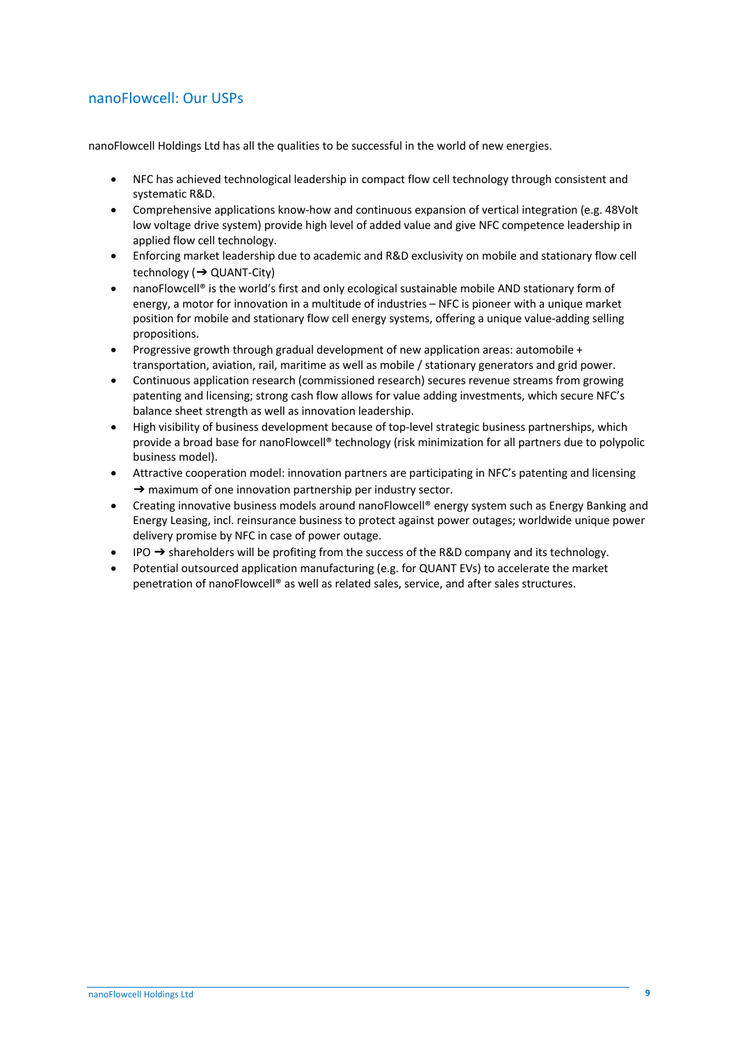## nanoFlowcell: Our USPs

nanoFlowcell Holdings Ltd has all the qualities to be successful in the world of new energies.

- NFC has achieved technological leadership in compact flow cell technology through consistent and systematic R&D.
- Comprehensive applications know-how and continuous expansion of vertical integration (e.g. 48Volt low voltage drive system) provide high level of added value and give NFC competence leadership in applied flow cell technology.
- Enforcing market leadership due to academic and R&D exclusivity on mobile and stationary flow cell technology (➔ QUANT-City)
- nanoFlowcell® is the world's first and only ecological sustainable mobile AND stationary form of energy, a motor for innovation in a multitude of industries – NFC is pioneer with a unique market position for mobile and stationary flow cell energy systems, offering a unique value-adding selling propositions.
- Progressive growth through gradual development of new application areas: automobile + transportation, aviation, rail, maritime as well as mobile / stationary generators and grid power.
- Continuous application research (commissioned research) secures revenue streams from growing patenting and licensing; strong cash flow allows for value adding investments, which secure NFC's balance sheet strength as well as innovation leadership.
- High visibility of business development because of top-level strategic business partnerships, which provide a broad base for nanoFlowcell® technology (risk minimization for all partners due to polypolic business model).
- Attractive cooperation model: innovation partners are participating in NFC's patenting and licensing ➔ maximum of one innovation partnership per industry sector.
- Creating innovative business models around nanoFlowcell® energy system such as Energy Banking and Energy Leasing, incl. reinsurance business to protect against power outages; worldwide unique power delivery promise by NFC in case of power outage.
- IPO ➔ shareholders will be profiting from the success of the R&D company and its technology.
- Potential outsourced application manufacturing (e.g. for QUANT EVs) to accelerate the market penetration of nanoFlowcell® as well as related sales, service, and after sales structures.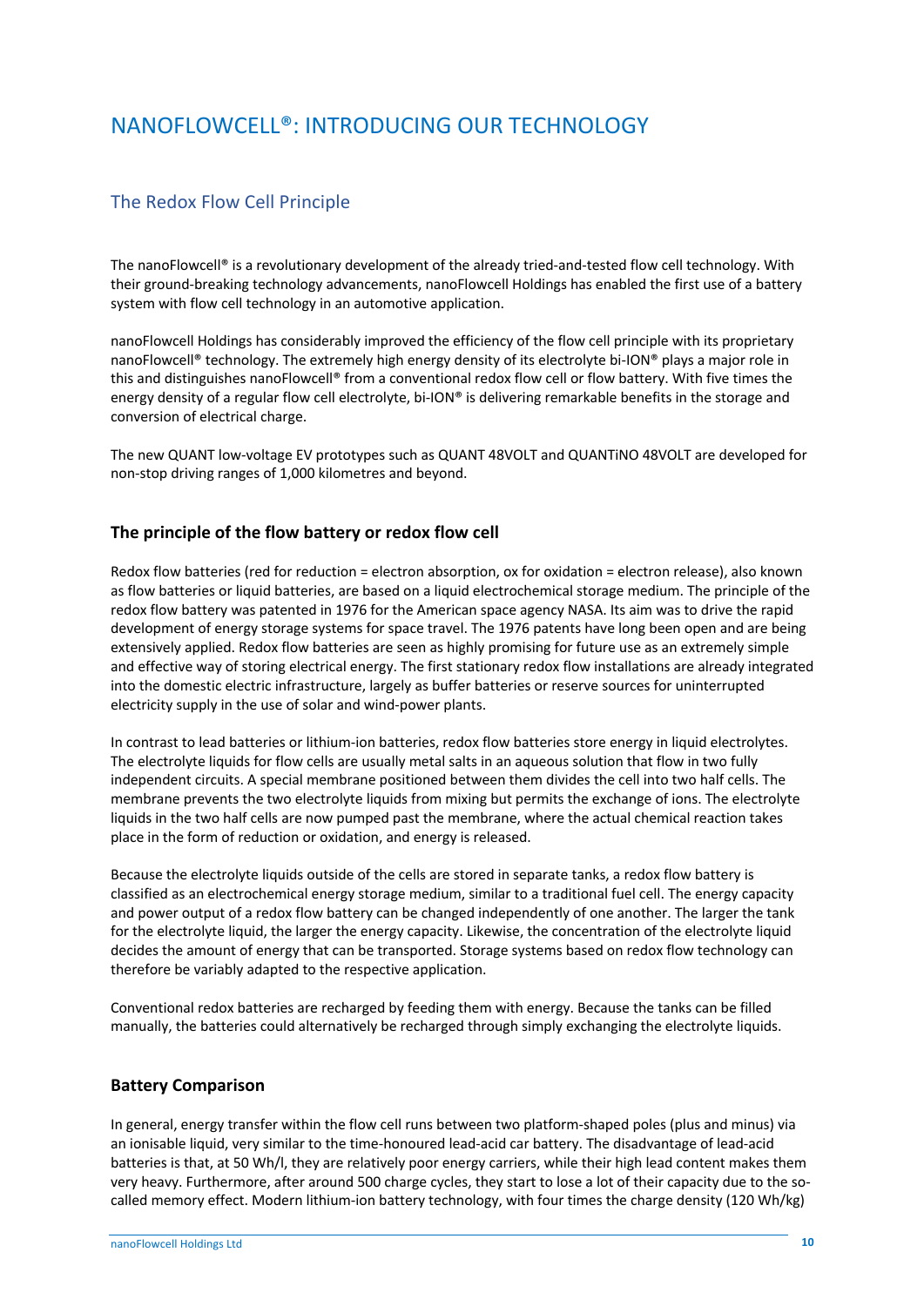# NANOFLOWCELL®: INTRODUCING OUR TECHNOLOGY

## The Redox Flow Cell Principle

The nanoFlowcell® is a revolutionary development of the already tried-and-tested flow cell technology. With their ground-breaking technology advancements, nanoFlowcell Holdings has enabled the first use of a battery system with flow cell technology in an automotive application.

nanoFlowcell Holdings has considerably improved the efficiency of the flow cell principle with its proprietary nanoFlowcell® technology. The extremely high energy density of its electrolyte bi-ION® plays a major role in this and distinguishes nanoFlowcell® from a conventional redox flow cell or flow battery. With five times the energy density of a regular flow cell electrolyte, bi-ION® is delivering remarkable benefits in the storage and conversion of electrical charge.

The new QUANT low-voltage EV prototypes such as QUANT 48VOLT and QUANTiNO 48VOLT are developed for non-stop driving ranges of 1,000 kilometres and beyond.

### The principle of the flow battery or redox flow cell

Redox flow batteries (red for reduction = electron absorption, ox for oxidation = electron release), also known as flow batteries or liquid batteries, are based on a liquid electrochemical storage medium. The principle of the redox flow battery was patented in 1976 for the American space agency NASA. Its aim was to drive the rapid development of energy storage systems for space travel. The 1976 patents have long been open and are being extensively applied. Redox flow batteries are seen as highly promising for future use as an extremely simple and effective way of storing electrical energy. The first stationary redox flow installations are already integrated into the domestic electric infrastructure, largely as buffer batteries or reserve sources for uninterrupted electricity supply in the use of solar and wind-power plants.

In contrast to lead batteries or lithium-ion batteries, redox flow batteries store energy in liquid electrolytes. The electrolyte liquids for flow cells are usually metal salts in an aqueous solution that flow in two fully independent circuits. A special membrane positioned between them divides the cell into two half cells. The membrane prevents the two electrolyte liquids from mixing but permits the exchange of ions. The electrolyte liquids in the two half cells are now pumped past the membrane, where the actual chemical reaction takes place in the form of reduction or oxidation, and energy is released.

Because the electrolyte liquids outside of the cells are stored in separate tanks, a redox flow battery is classified as an electrochemical energy storage medium, similar to a traditional fuel cell. The energy capacity and power output of a redox flow battery can be changed independently of one another. The larger the tank for the electrolyte liquid, the larger the energy capacity. Likewise, the concentration of the electrolyte liquid decides the amount of energy that can be transported. Storage systems based on redox flow technology can therefore be variably adapted to the respective application.

Conventional redox batteries are recharged by feeding them with energy. Because the tanks can be filled manually, the batteries could alternatively be recharged through simply exchanging the electrolyte liquids.

### Battery Comparison

In general, energy transfer within the flow cell runs between two platform-shaped poles (plus and minus) via an ionisable liquid, very similar to the time-honoured lead-acid car battery. The disadvantage of lead-acid batteries is that, at 50 Wh/l, they are relatively poor energy carriers, while their high lead content makes them very heavy. Furthermore, after around 500 charge cycles, they start to lose a lot of their capacity due to the so-called memory effect. Modern lithium-ion battery technology, with four times the charge density (120 Wh/kg)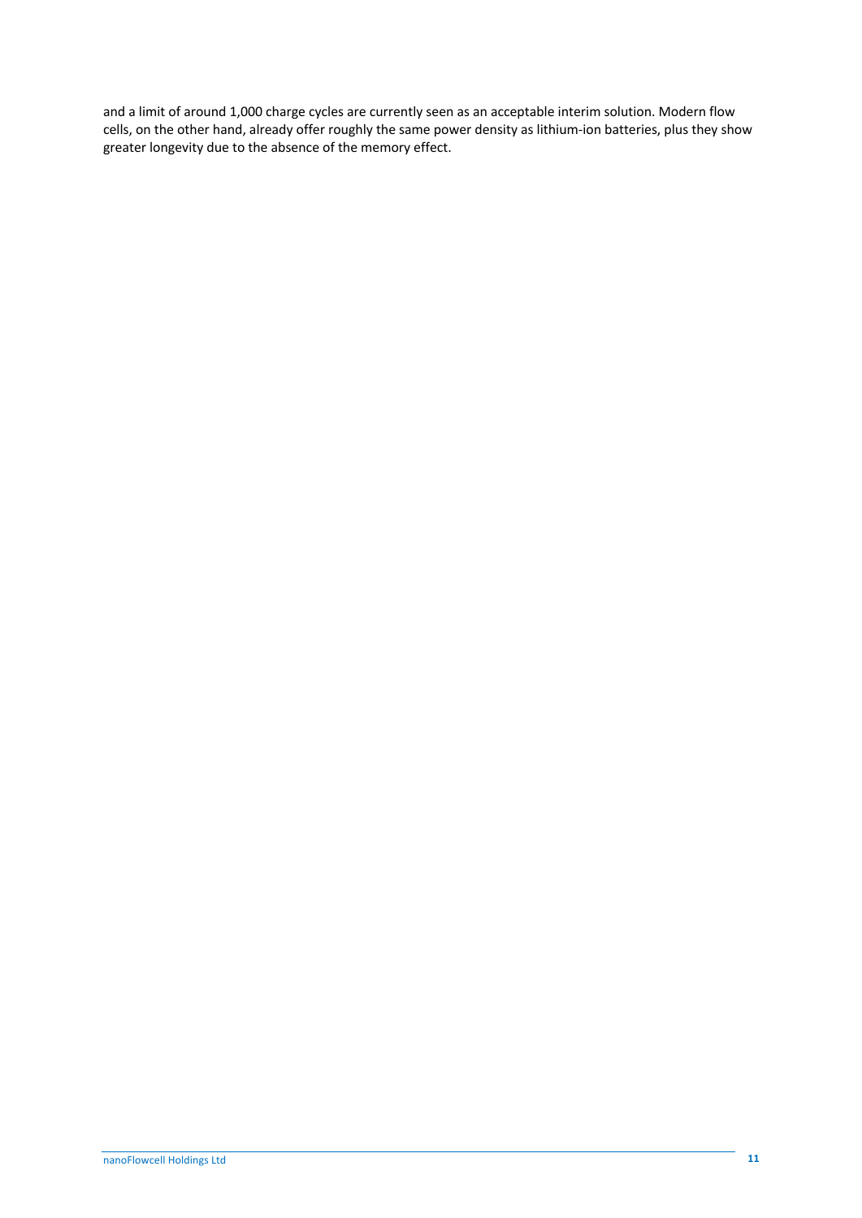and a limit of around 1,000 charge cycles are currently seen as an acceptable interim solution. Modern flow cells, on the other hand, already offer roughly the same power density as lithium-ion batteries, plus they show greater longevity due to the absence of the memory effect.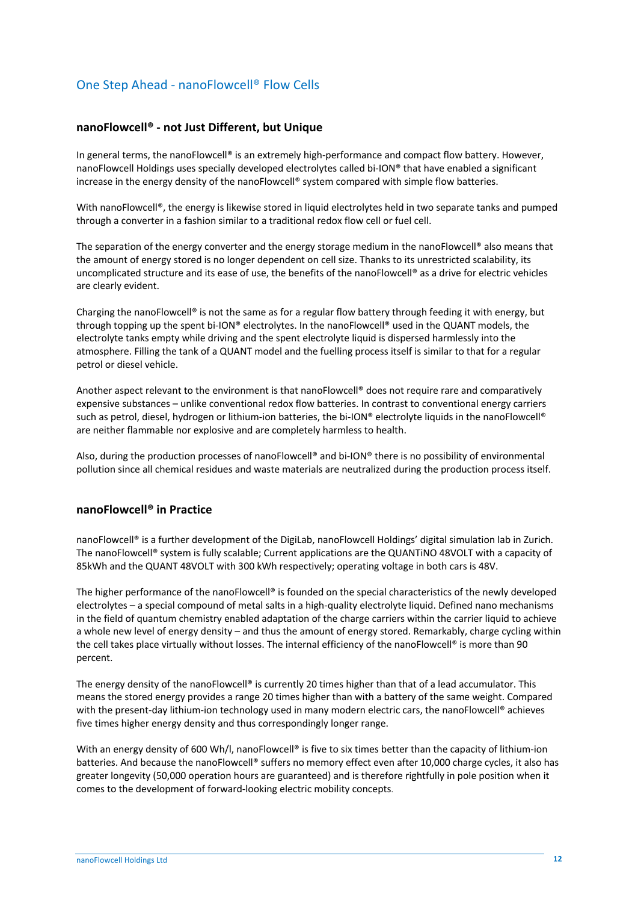## One Step Ahead - nanoFlowcell® Flow Cells

### nanoFlowcell® - not Just Different, but Unique

In general terms, the nanoFlowcell® is an extremely high-performance and compact flow battery. However, nanoFlowcell Holdings uses specially developed electrolytes called bi-ION® that have enabled a significant increase in the energy density of the nanoFlowcell® system compared with simple flow batteries.

With nanoFlowcell®, the energy is likewise stored in liquid electrolytes held in two separate tanks and pumped through a converter in a fashion similar to a traditional redox flow cell or fuel cell.

The separation of the energy converter and the energy storage medium in the nanoFlowcell® also means that the amount of energy stored is no longer dependent on cell size. Thanks to its unrestricted scalability, its uncomplicated structure and its ease of use, the benefits of the nanoFlowcell® as a drive for electric vehicles are clearly evident.

Charging the nanoFlowcell® is not the same as for a regular flow battery through feeding it with energy, but through topping up the spent bi-ION® electrolytes. In the nanoFlowcell® used in the QUANT models, the electrolyte tanks empty while driving and the spent electrolyte liquid is dispersed harmlessly into the atmosphere. Filling the tank of a QUANT model and the fuelling process itself is similar to that for a regular petrol or diesel vehicle.

Another aspect relevant to the environment is that nanoFlowcell® does not require rare and comparatively expensive substances – unlike conventional redox flow batteries. In contrast to conventional energy carriers such as petrol, diesel, hydrogen or lithium-ion batteries, the bi-ION® electrolyte liquids in the nanoFlowcell® are neither flammable nor explosive and are completely harmless to health.

Also, during the production processes of nanoFlowcell® and bi-ION® there is no possibility of environmental pollution since all chemical residues and waste materials are neutralized during the production process itself.

### nanoFlowcell® in Practice

nanoFlowcell® is a further development of the DigiLab, nanoFlowcell Holdings' digital simulation lab in Zurich. The nanoFlowcell® system is fully scalable; Current applications are the QUANTiNO 48VOLT with a capacity of 85kWh and the QUANT 48VOLT with 300 kWh respectively; operating voltage in both cars is 48V.

The higher performance of the nanoFlowcell® is founded on the special characteristics of the newly developed electrolytes – a special compound of metal salts in a high-quality electrolyte liquid. Defined nano mechanisms in the field of quantum chemistry enabled adaptation of the charge carriers within the carrier liquid to achieve a whole new level of energy density – and thus the amount of energy stored. Remarkably, charge cycling within the cell takes place virtually without losses. The internal efficiency of the nanoFlowcell® is more than 90 percent.

The energy density of the nanoFlowcell® is currently 20 times higher than that of a lead accumulator. This means the stored energy provides a range 20 times higher than with a battery of the same weight. Compared with the present-day lithium-ion technology used in many modern electric cars, the nanoFlowcell® achieves five times higher energy density and thus correspondingly longer range.

With an energy density of 600 Wh/l, nanoFlowcell® is five to six times better than the capacity of lithium-ion batteries. And because the nanoFlowcell® suffers no memory effect even after 10,000 charge cycles, it also has greater longevity (50,000 operation hours are guaranteed) and is therefore rightfully in pole position when it comes to the development of forward-looking electric mobility concepts.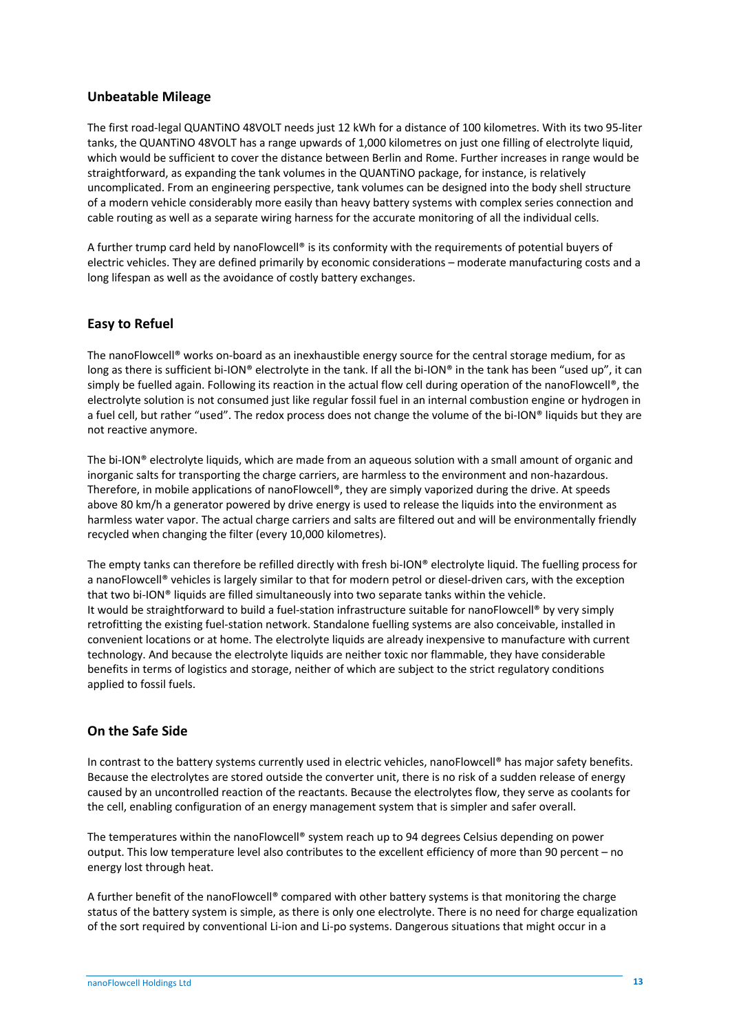## Unbeatable Mileage

The first road-legal QUANTiNO 48VOLT needs just 12 kWh for a distance of 100 kilometres. With its two 95-liter tanks, the QUANTiNO 48VOLT has a range upwards of 1,000 kilometres on just one filling of electrolyte liquid, which would be sufficient to cover the distance between Berlin and Rome. Further increases in range would be straightforward, as expanding the tank volumes in the QUANTiNO package, for instance, is relatively uncomplicated. From an engineering perspective, tank volumes can be designed into the body shell structure of a modern vehicle considerably more easily than heavy battery systems with complex series connection and cable routing as well as a separate wiring harness for the accurate monitoring of all the individual cells.

A further trump card held by nanoFlowcell® is its conformity with the requirements of potential buyers of electric vehicles. They are defined primarily by economic considerations – moderate manufacturing costs and a long lifespan as well as the avoidance of costly battery exchanges.

## Easy to Refuel

The nanoFlowcell® works on-board as an inexhaustible energy source for the central storage medium, for as long as there is sufficient bi-ION® electrolyte in the tank. If all the bi-ION® in the tank has been "used up", it can simply be fuelled again. Following its reaction in the actual flow cell during operation of the nanoFlowcell®, the electrolyte solution is not consumed just like regular fossil fuel in an internal combustion engine or hydrogen in a fuel cell, but rather "used". The redox process does not change the volume of the bi-ION® liquids but they are not reactive anymore.

The bi-ION® electrolyte liquids, which are made from an aqueous solution with a small amount of organic and inorganic salts for transporting the charge carriers, are harmless to the environment and non-hazardous. Therefore, in mobile applications of nanoFlowcell®, they are simply vaporized during the drive. At speeds above 80 km/h a generator powered by drive energy is used to release the liquids into the environment as harmless water vapor. The actual charge carriers and salts are filtered out and will be environmentally friendly recycled when changing the filter (every 10,000 kilometres).

The empty tanks can therefore be refilled directly with fresh bi-ION® electrolyte liquid. The fuelling process for a nanoFlowcell® vehicles is largely similar to that for modern petrol or diesel-driven cars, with the exception that two bi-ION® liquids are filled simultaneously into two separate tanks within the vehicle.
It would be straightforward to build a fuel-station infrastructure suitable for nanoFlowcell® by very simply retrofitting the existing fuel-station network. Standalone fuelling systems are also conceivable, installed in convenient locations or at home. The electrolyte liquids are already inexpensive to manufacture with current technology. And because the electrolyte liquids are neither toxic nor flammable, they have considerable benefits in terms of logistics and storage, neither of which are subject to the strict regulatory conditions applied to fossil fuels.

## On the Safe Side

In contrast to the battery systems currently used in electric vehicles, nanoFlowcell® has major safety benefits. Because the electrolytes are stored outside the converter unit, there is no risk of a sudden release of energy caused by an uncontrolled reaction of the reactants. Because the electrolytes flow, they serve as coolants for the cell, enabling configuration of an energy management system that is simpler and safer overall.

The temperatures within the nanoFlowcell® system reach up to 94 degrees Celsius depending on power output. This low temperature level also contributes to the excellent efficiency of more than 90 percent – no energy lost through heat.

A further benefit of the nanoFlowcell® compared with other battery systems is that monitoring the charge status of the battery system is simple, as there is only one electrolyte. There is no need for charge equalization of the sort required by conventional Li-ion and Li-po systems. Dangerous situations that might occur in a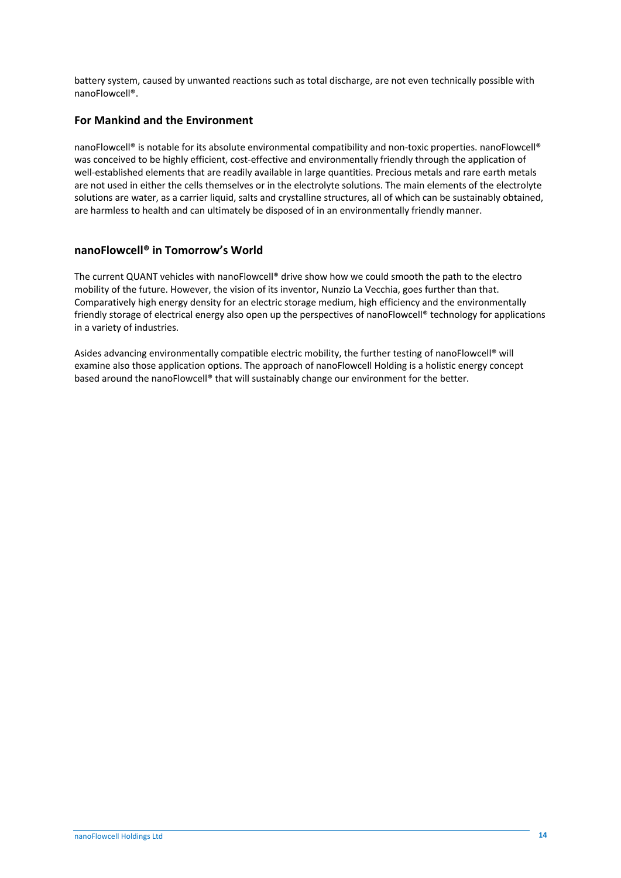battery system, caused by unwanted reactions such as total discharge, are not even technically possible with nanoFlowcell®.

## For Mankind and the Environment

nanoFlowcell® is notable for its absolute environmental compatibility and non-toxic properties. nanoFlowcell® was conceived to be highly efficient, cost-effective and environmentally friendly through the application of well-established elements that are readily available in large quantities. Precious metals and rare earth metals are not used in either the cells themselves or in the electrolyte solutions. The main elements of the electrolyte solutions are water, as a carrier liquid, salts and crystalline structures, all of which can be sustainably obtained, are harmless to health and can ultimately be disposed of in an environmentally friendly manner.

## nanoFlowcell® in Tomorrow's World

The current QUANT vehicles with nanoFlowcell® drive show how we could smooth the path to the electro mobility of the future. However, the vision of its inventor, Nunzio La Vecchia, goes further than that. Comparatively high energy density for an electric storage medium, high efficiency and the environmentally friendly storage of electrical energy also open up the perspectives of nanoFlowcell® technology for applications in a variety of industries.

Asides advancing environmentally compatible electric mobility, the further testing of nanoFlowcell® will examine also those application options. The approach of nanoFlowcell Holding is a holistic energy concept based around the nanoFlowcell® that will sustainably change our environment for the better.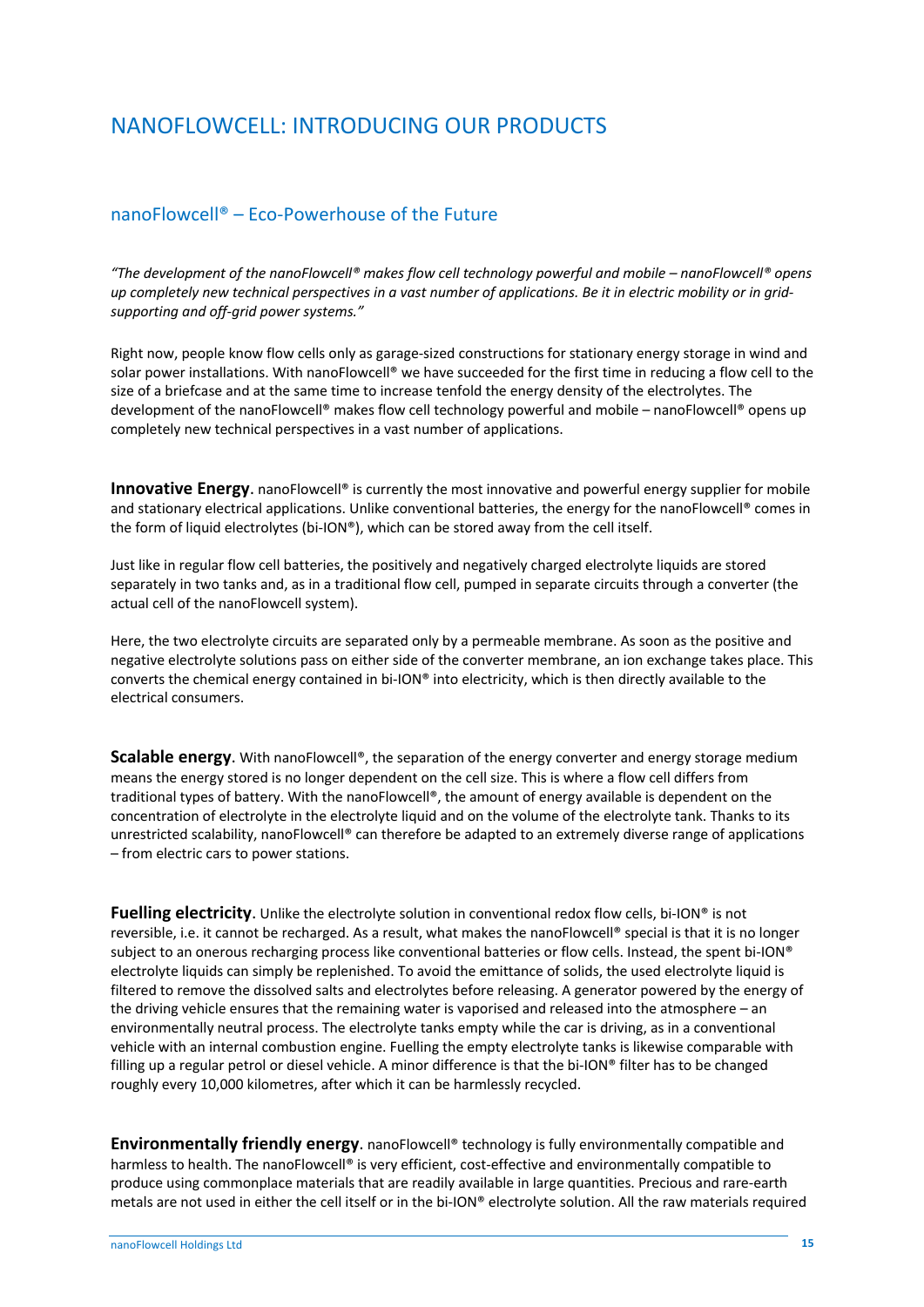# NANOFLOWCELL: INTRODUCING OUR PRODUCTS

## nanoFlowcell® – Eco-Powerhouse of the Future

*"The development of the nanoFlowcell® makes flow cell technology powerful and mobile – nanoFlowcell® opens up completely new technical perspectives in a vast number of applications. Be it in electric mobility or in grid-supporting and off-grid power systems."*

Right now, people know flow cells only as garage-sized constructions for stationary energy storage in wind and solar power installations. With nanoFlowcell® we have succeeded for the first time in reducing a flow cell to the size of a briefcase and at the same time to increase tenfold the energy density of the electrolytes. The development of the nanoFlowcell® makes flow cell technology powerful and mobile – nanoFlowcell® opens up completely new technical perspectives in a vast number of applications.

**Innovative Energy**. nanoFlowcell® is currently the most innovative and powerful energy supplier for mobile and stationary electrical applications. Unlike conventional batteries, the energy for the nanoFlowcell® comes in the form of liquid electrolytes (bi-ION®), which can be stored away from the cell itself.

Just like in regular flow cell batteries, the positively and negatively charged electrolyte liquids are stored separately in two tanks and, as in a traditional flow cell, pumped in separate circuits through a converter (the actual cell of the nanoFlowcell system).

Here, the two electrolyte circuits are separated only by a permeable membrane. As soon as the positive and negative electrolyte solutions pass on either side of the converter membrane, an ion exchange takes place. This converts the chemical energy contained in bi-ION® into electricity, which is then directly available to the electrical consumers.

**Scalable energy**. With nanoFlowcell®, the separation of the energy converter and energy storage medium means the energy stored is no longer dependent on the cell size. This is where a flow cell differs from traditional types of battery. With the nanoFlowcell®, the amount of energy available is dependent on the concentration of electrolyte in the electrolyte liquid and on the volume of the electrolyte tank. Thanks to its unrestricted scalability, nanoFlowcell® can therefore be adapted to an extremely diverse range of applications – from electric cars to power stations.

**Fuelling electricity**. Unlike the electrolyte solution in conventional redox flow cells, bi-ION® is not reversible, i.e. it cannot be recharged. As a result, what makes the nanoFlowcell® special is that it is no longer subject to an onerous recharging process like conventional batteries or flow cells. Instead, the spent bi-ION® electrolyte liquids can simply be replenished. To avoid the emittance of solids, the used electrolyte liquid is filtered to remove the dissolved salts and electrolytes before releasing. A generator powered by the energy of the driving vehicle ensures that the remaining water is vaporised and released into the atmosphere – an environmentally neutral process. The electrolyte tanks empty while the car is driving, as in a conventional vehicle with an internal combustion engine. Fuelling the empty electrolyte tanks is likewise comparable with filling up a regular petrol or diesel vehicle. A minor difference is that the bi-ION® filter has to be changed roughly every 10,000 kilometres, after which it can be harmlessly recycled.

**Environmentally friendly energy**. nanoFlowcell® technology is fully environmentally compatible and harmless to health. The nanoFlowcell® is very efficient, cost-effective and environmentally compatible to produce using commonplace materials that are readily available in large quantities. Precious and rare-earth metals are not used in either the cell itself or in the bi-ION® electrolyte solution. All the raw materials required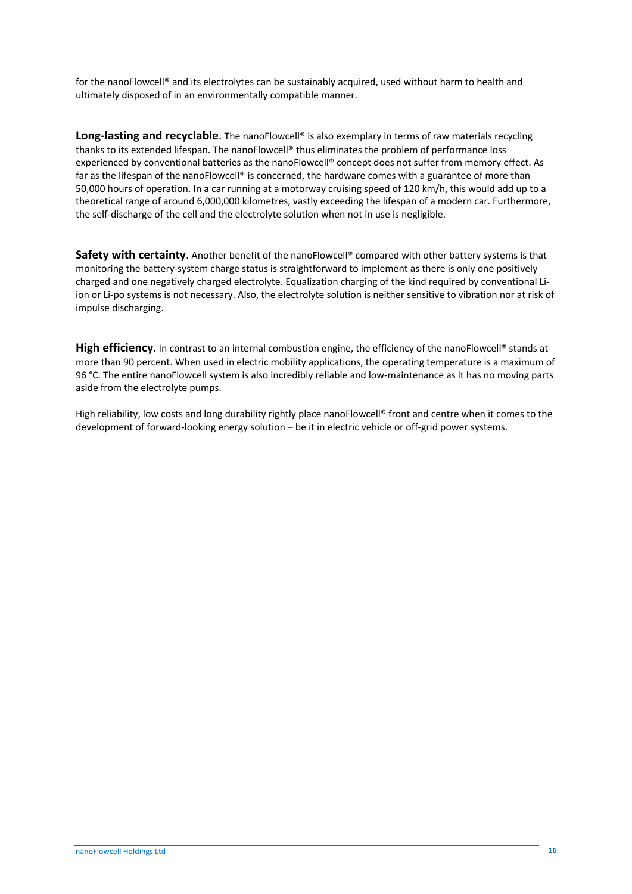for the nanoFlowcell® and its electrolytes can be sustainably acquired, used without harm to health and ultimately disposed of in an environmentally compatible manner.

**Long-lasting and recyclable**. The nanoFlowcell® is also exemplary in terms of raw materials recycling thanks to its extended lifespan. The nanoFlowcell® thus eliminates the problem of performance loss experienced by conventional batteries as the nanoFlowcell® concept does not suffer from memory effect. As far as the lifespan of the nanoFlowcell® is concerned, the hardware comes with a guarantee of more than 50,000 hours of operation. In a car running at a motorway cruising speed of 120 km/h, this would add up to a theoretical range of around 6,000,000 kilometres, vastly exceeding the lifespan of a modern car. Furthermore, the self-discharge of the cell and the electrolyte solution when not in use is negligible.

**Safety with certainty**. Another benefit of the nanoFlowcell® compared with other battery systems is that monitoring the battery-system charge status is straightforward to implement as there is only one positively charged and one negatively charged electrolyte. Equalization charging of the kind required by conventional Li-ion or Li-po systems is not necessary. Also, the electrolyte solution is neither sensitive to vibration nor at risk of impulse discharging.

**High efficiency**. In contrast to an internal combustion engine, the efficiency of the nanoFlowcell® stands at more than 90 percent. When used in electric mobility applications, the operating temperature is a maximum of 96 °C. The entire nanoFlowcell system is also incredibly reliable and low-maintenance as it has no moving parts aside from the electrolyte pumps.

High reliability, low costs and long durability rightly place nanoFlowcell® front and centre when it comes to the development of forward-looking energy solution – be it in electric vehicle or off-grid power systems.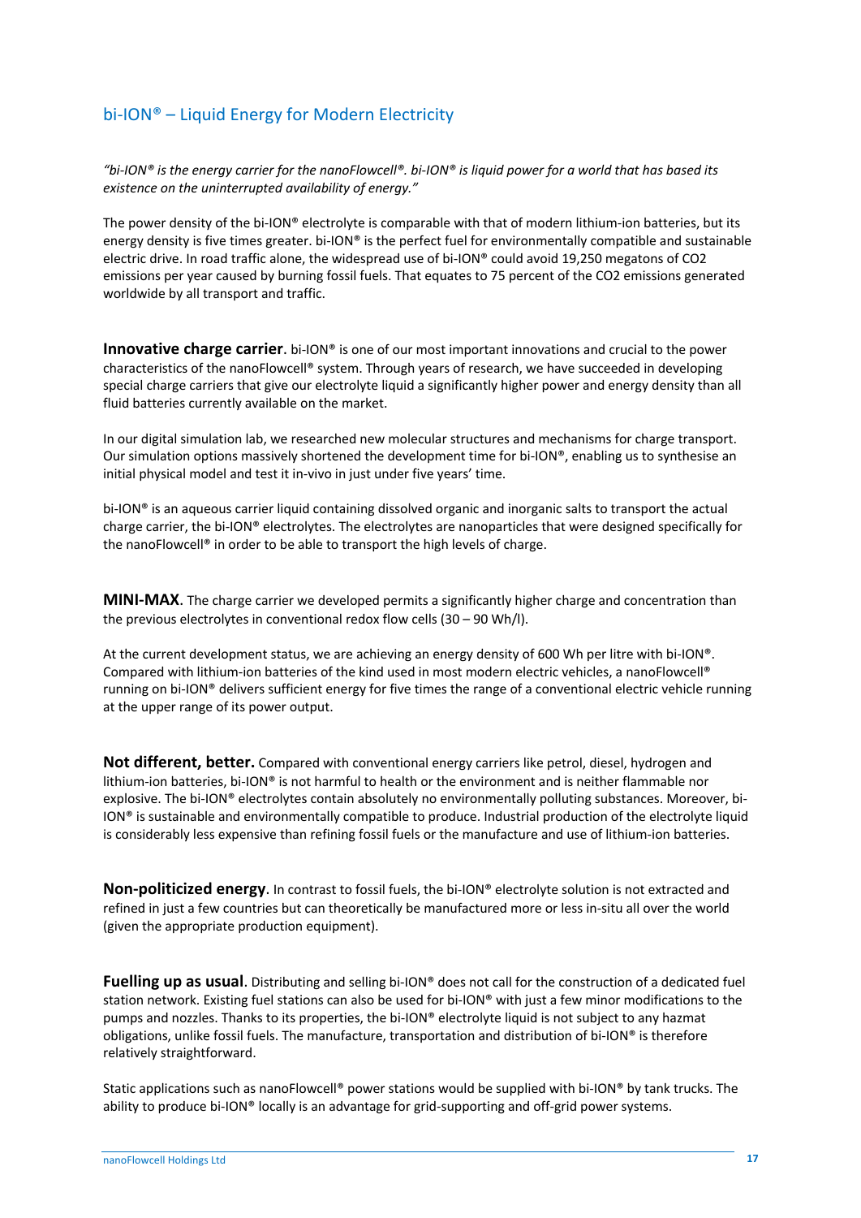## bi-ION® – Liquid Energy for Modern Electricity

*"bi-ION® is the energy carrier for the nanoFlowcell®. bi-ION® is liquid power for a world that has based its existence on the uninterrupted availability of energy."*

The power density of the bi-ION® electrolyte is comparable with that of modern lithium-ion batteries, but its energy density is five times greater. bi-ION® is the perfect fuel for environmentally compatible and sustainable electric drive. In road traffic alone, the widespread use of bi-ION® could avoid 19,250 megatons of $CO_2$ emissions per year caused by burning fossil fuels. That equates to 75 percent of the $CO_2$ emissions generated worldwide by all transport and traffic.

**Innovative charge carrier**. bi-ION® is one of our most important innovations and crucial to the power characteristics of the nanoFlowcell® system. Through years of research, we have succeeded in developing special charge carriers that give our electrolyte liquid a significantly higher power and energy density than all fluid batteries currently available on the market.

In our digital simulation lab, we researched new molecular structures and mechanisms for charge transport. Our simulation options massively shortened the development time for bi-ION®, enabling us to synthesise an initial physical model and test it in-vivo in just under five years' time.

bi-ION® is an aqueous carrier liquid containing dissolved organic and inorganic salts to transport the actual charge carrier, the bi-ION® electrolytes. The electrolytes are nanoparticles that were designed specifically for the nanoFlowcell® in order to be able to transport the high levels of charge.

**MINI-MAX**. The charge carrier we developed permits a significantly higher charge and concentration than the previous electrolytes in conventional redox flow cells (30 – 90 Wh/l).

At the current development status, we are achieving an energy density of 600 Wh per litre with bi-ION®. Compared with lithium-ion batteries of the kind used in most modern electric vehicles, a nanoFlowcell® running on bi-ION® delivers sufficient energy for five times the range of a conventional electric vehicle running at the upper range of its power output.

**Not different, better.** Compared with conventional energy carriers like petrol, diesel, hydrogen and lithium-ion batteries, bi-ION® is not harmful to health or the environment and is neither flammable nor explosive. The bi-ION® electrolytes contain absolutely no environmentally polluting substances. Moreover, bi-ION® is sustainable and environmentally compatible to produce. Industrial production of the electrolyte liquid is considerably less expensive than refining fossil fuels or the manufacture and use of lithium-ion batteries.

**Non-politicized energy**. In contrast to fossil fuels, the bi-ION® electrolyte solution is not extracted and refined in just a few countries but can theoretically be manufactured more or less in-situ all over the world (given the appropriate production equipment).

**Fuelling up as usual**. Distributing and selling bi-ION® does not call for the construction of a dedicated fuel station network. Existing fuel stations can also be used for bi-ION® with just a few minor modifications to the pumps and nozzles. Thanks to its properties, the bi-ION® electrolyte liquid is not subject to any hazmat obligations, unlike fossil fuels. The manufacture, transportation and distribution of bi-ION® is therefore relatively straightforward.

Static applications such as nanoFlowcell® power stations would be supplied with bi-ION® by tank trucks. The ability to produce bi-ION® locally is an advantage for grid-supporting and off-grid power systems.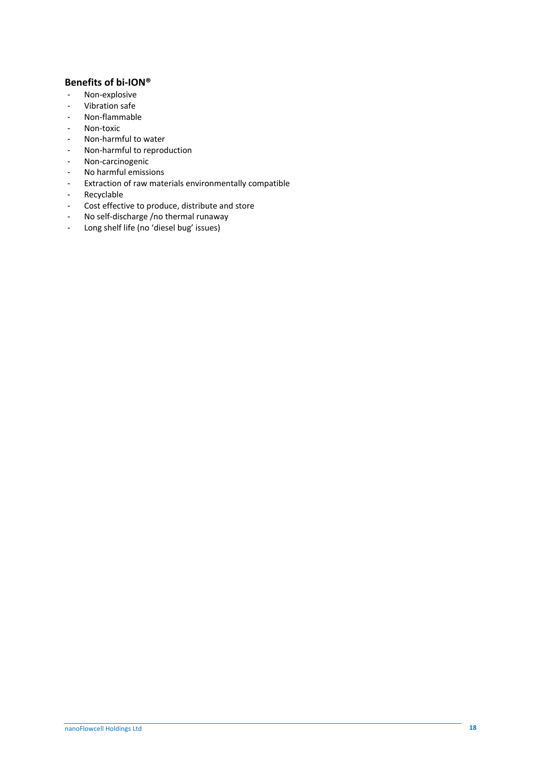### Benefits of bi-ION®

- Non-explosive
- Vibration safe
- Non-flammable
- Non-toxic
- Non-harmful to water
- Non-harmful to reproduction
- Non-carcinogenic
- No harmful emissions
- Extraction of raw materials environmentally compatible
- Recyclable
- Cost effective to produce, distribute and store
- No self-discharge /no thermal runaway
- Long shelf life (no 'diesel bug' issues)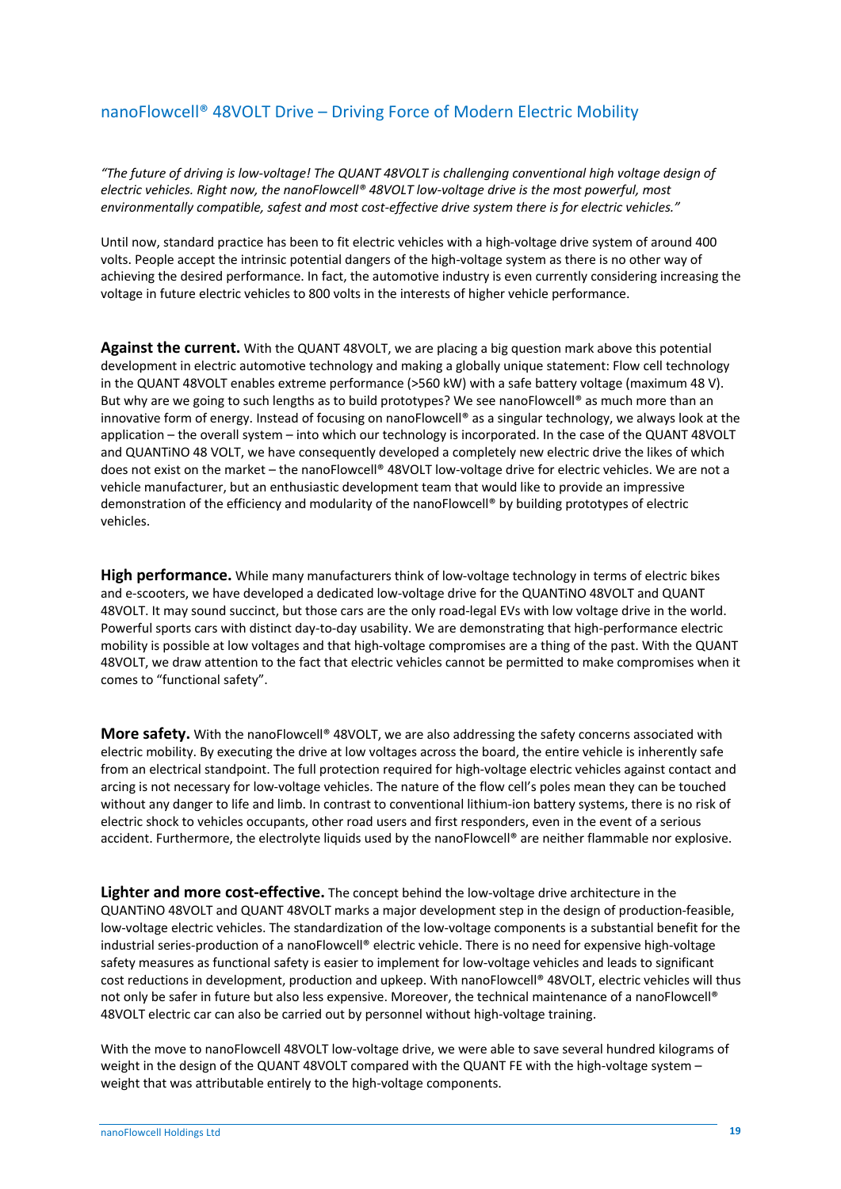## nanoFlowcell® 48VOLT Drive – Driving Force of Modern Electric Mobility

*"The future of driving is low-voltage! The QUANT 48VOLT is challenging conventional high voltage design of electric vehicles. Right now, the nanoFlowcell® 48VOLT low-voltage drive is the most powerful, most environmentally compatible, safest and most cost-effective drive system there is for electric vehicles."*

Until now, standard practice has been to fit electric vehicles with a high-voltage drive system of around 400 volts. People accept the intrinsic potential dangers of the high-voltage system as there is no other way of achieving the desired performance. In fact, the automotive industry is even currently considering increasing the voltage in future electric vehicles to 800 volts in the interests of higher vehicle performance.

**Against the current.** With the QUANT 48VOLT, we are placing a big question mark above this potential development in electric automotive technology and making a globally unique statement: Flow cell technology in the QUANT 48VOLT enables extreme performance (>560 kW) with a safe battery voltage (maximum 48 V). But why are we going to such lengths as to build prototypes? We see nanoFlowcell® as much more than an innovative form of energy. Instead of focusing on nanoFlowcell® as a singular technology, we always look at the application – the overall system – into which our technology is incorporated. In the case of the QUANT 48VOLT and QUANTiNO 48 VOLT, we have consequently developed a completely new electric drive the likes of which does not exist on the market – the nanoFlowcell® 48VOLT low-voltage drive for electric vehicles. We are not a vehicle manufacturer, but an enthusiastic development team that would like to provide an impressive demonstration of the efficiency and modularity of the nanoFlowcell® by building prototypes of electric vehicles.

**High performance.** While many manufacturers think of low-voltage technology in terms of electric bikes and e-scooters, we have developed a dedicated low-voltage drive for the QUANTiNO 48VOLT and QUANT 48VOLT. It may sound succinct, but those cars are the only road-legal EVs with low voltage drive in the world. Powerful sports cars with distinct day-to-day usability. We are demonstrating that high-performance electric mobility is possible at low voltages and that high-voltage compromises are a thing of the past. With the QUANT 48VOLT, we draw attention to the fact that electric vehicles cannot be permitted to make compromises when it comes to "functional safety".

**More safety.** With the nanoFlowcell® 48VOLT, we are also addressing the safety concerns associated with electric mobility. By executing the drive at low voltages across the board, the entire vehicle is inherently safe from an electrical standpoint. The full protection required for high-voltage electric vehicles against contact and arcing is not necessary for low-voltage vehicles. The nature of the flow cell's poles mean they can be touched without any danger to life and limb. In contrast to conventional lithium-ion battery systems, there is no risk of electric shock to vehicles occupants, other road users and first responders, even in the event of a serious accident. Furthermore, the electrolyte liquids used by the nanoFlowcell® are neither flammable nor explosive.

**Lighter and more cost-effective.** The concept behind the low-voltage drive architecture in the QUANTiNO 48VOLT and QUANT 48VOLT marks a major development step in the design of production-feasible, low-voltage electric vehicles. The standardization of the low-voltage components is a substantial benefit for the industrial series-production of a nanoFlowcell® electric vehicle. There is no need for expensive high-voltage safety measures as functional safety is easier to implement for low-voltage vehicles and leads to significant cost reductions in development, production and upkeep. With nanoFlowcell® 48VOLT, electric vehicles will thus not only be safer in future but also less expensive. Moreover, the technical maintenance of a nanoFlowcell® 48VOLT electric car can also be carried out by personnel without high-voltage training.

With the move to nanoFlowcell 48VOLT low-voltage drive, we were able to save several hundred kilograms of weight in the design of the QUANT 48VOLT compared with the QUANT FE with the high-voltage system – weight that was attributable entirely to the high-voltage components.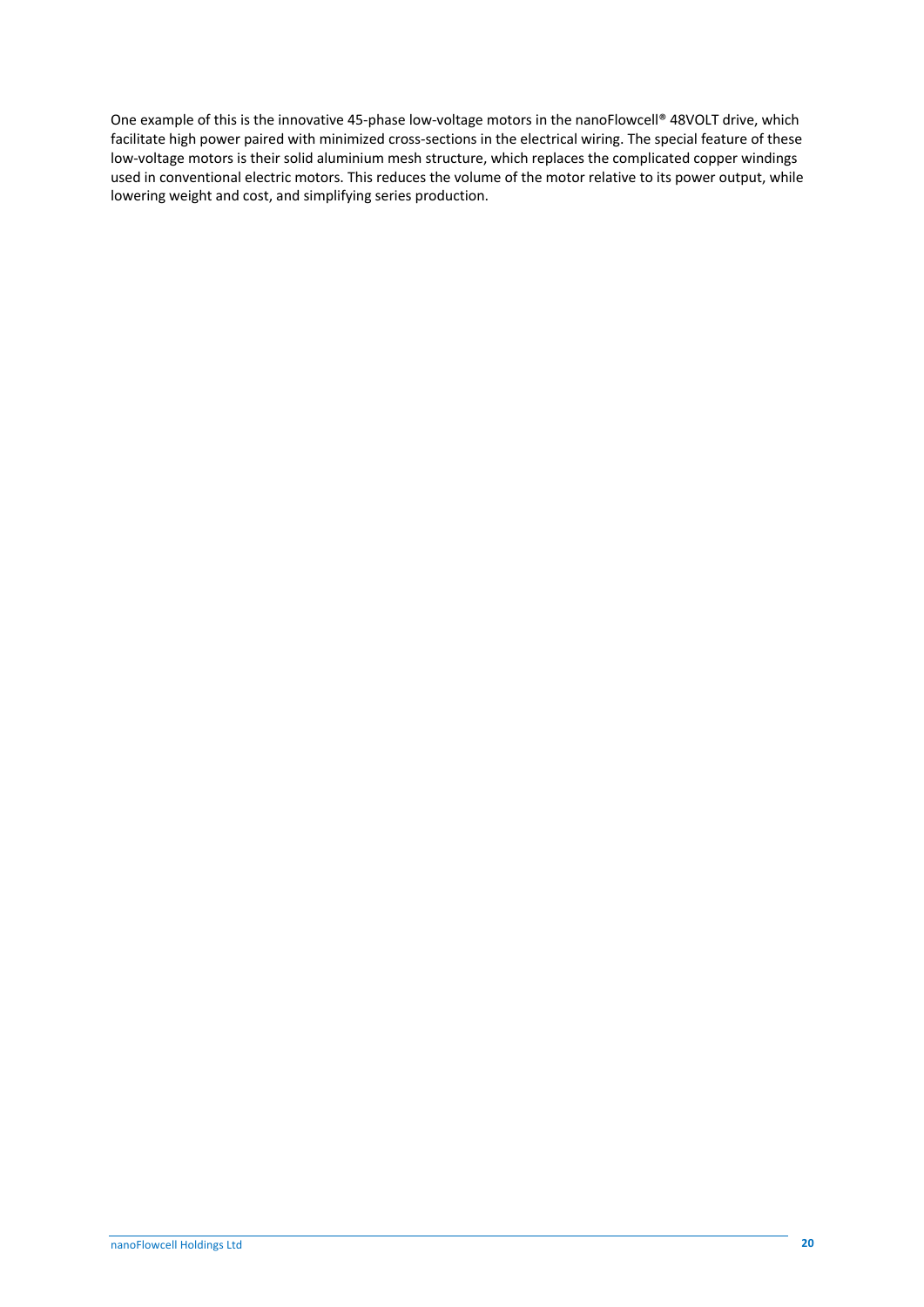One example of this is the innovative 45-phase low-voltage motors in the nanoFlowcell® 48VOLT drive, which facilitate high power paired with minimized cross-sections in the electrical wiring. The special feature of these low-voltage motors is their solid aluminium mesh structure, which replaces the complicated copper windings used in conventional electric motors. This reduces the volume of the motor relative to its power output, while lowering weight and cost, and simplifying series production.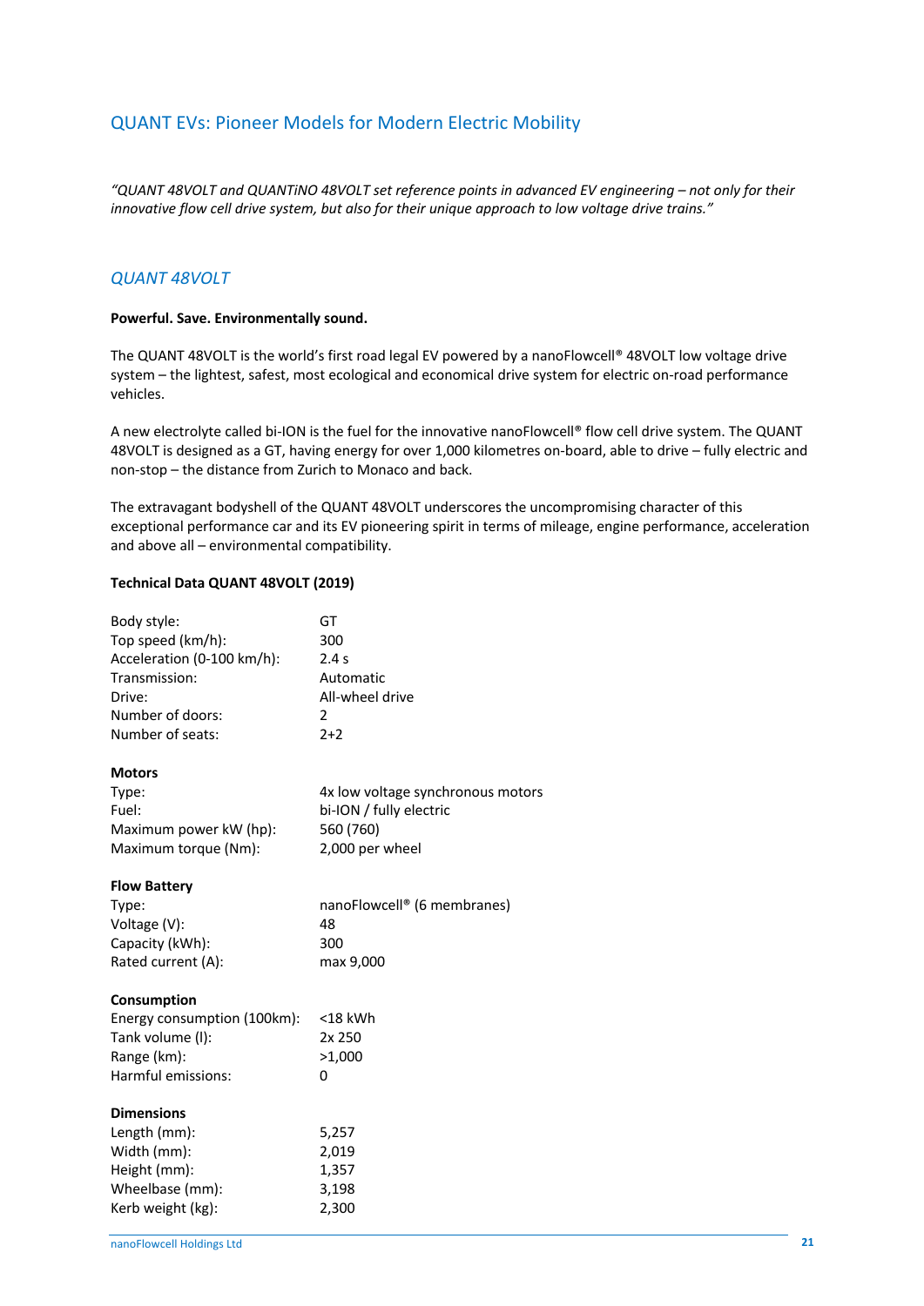## QUANT EVs: Pioneer Models for Modern Electric Mobility

*"QUANT 48VOLT and QUANTiNO 48VOLT set reference points in advanced EV engineering – not only for their innovative flow cell drive system, but also for their unique approach to low voltage drive trains."*

### *QUANT 48VOLT*

**Powerful. Save. Environmentally sound.**

The QUANT 48VOLT is the world's first road legal EV powered by a nanoFlowcell® 48VOLT low voltage drive system – the lightest, safest, most ecological and economical drive system for electric on-road performance vehicles.

A new electrolyte called bi-ION is the fuel for the innovative nanoFlowcell® flow cell drive system. The QUANT 48VOLT is designed as a GT, having energy for over 1,000 kilometres on-board, able to drive – fully electric and non-stop – the distance from Zurich to Monaco and back.

The extravagant bodyshell of the QUANT 48VOLT underscores the uncompromising character of this exceptional performance car and its EV pioneering spirit in terms of mileage, engine performance, acceleration and above all – environmental compatibility.

**Technical Data QUANT 48VOLT (2019)**

| | |
|---|---|
| Body style: | GT |
| Top speed (km/h): | 300 |
| Acceleration (0-100 km/h): | 2.4 s |
| Transmission: | Automatic |
| Drive: | All-wheel drive |
| Number of doors: | 2 |
| Number of seats: | 2+2 |
| **Motors** | |
| Type: | 4x low voltage synchronous motors |
| Fuel: | bi-ION / fully electric |
| Maximum power kW (hp): | 560 (760) |
| Maximum torque (Nm): | 2,000 per wheel |
| **Flow Battery** | |
| Type: | nanoFlowcell® (6 membranes) |
| Voltage (V): | 48 |
| Capacity (kWh): | 300 |
| Rated current (A): | max 9,000 |
| **Consumption** | |
| Energy consumption (100km): | <18 kWh |
| Tank volume (l): | 2x 250 |
| Range (km): | >1,000 |
| Harmful emissions: | 0 |
| **Dimensions** | |
| Length (mm): | 5,257 |
| Width (mm): | 2,019 |
| Height (mm): | 1,357 |
| Wheelbase (mm): | 3,198 |
| Kerb weight (kg): | 2,300 |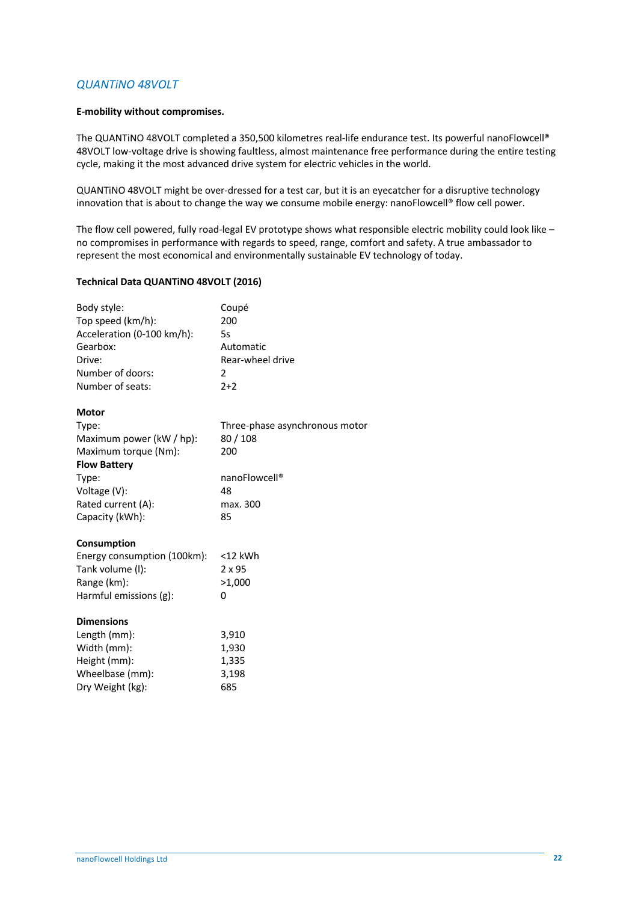## *QUANTiNO 48VOLT*

**E-mobility without compromises.**

The QUANTiNO 48VOLT completed a 350,500 kilometres real-life endurance test. Its powerful nanoFlowcell® 48VOLT low-voltage drive is showing faultless, almost maintenance free performance during the entire testing cycle, making it the most advanced drive system for electric vehicles in the world.

QUANTiNO 48VOLT might be over-dressed for a test car, but it is an eyecatcher for a disruptive technology innovation that is about to change the way we consume mobile energy: nanoFlowcell® flow cell power.

The flow cell powered, fully road-legal EV prototype shows what responsible electric mobility could look like – no compromises in performance with regards to speed, range, comfort and safety. A true ambassador to represent the most economical and environmentally sustainable EV technology of today.

**Technical Data QUANTiNO 48VOLT (2016)**

| | |
|---|---|
| Body style: | Coupé |
| Top speed (km/h): | 200 |
| Acceleration (0-100 km/h): | 5s |
| Gearbox: | Automatic |
| Drive: | Rear-wheel drive |
| Number of doors: | 2 |
| Number of seats: | 2+2 |
| **Motor** | |
| Type: | Three-phase asynchronous motor |
| Maximum power (kW / hp): | 80 / 108 |
| Maximum torque (Nm): | 200 |
| **Flow Battery** | |
| Type: | nanoFlowcell® |
| Voltage (V): | 48 |
| Rated current (A): | max. 300 |
| Capacity (kWh): | 85 |
| **Consumption** | |
| Energy consumption (100km): | <12 kWh |
| Tank volume (l): | 2 x 95 |
| Range (km): | >1,000 |
| Harmful emissions (g): | 0 |
| **Dimensions** | |
| Length (mm): | 3,910 |
| Width (mm): | 1,930 |
| Height (mm): | 1,335 |
| Wheelbase (mm): | 3,198 |
| Dry Weight (kg): | 685 |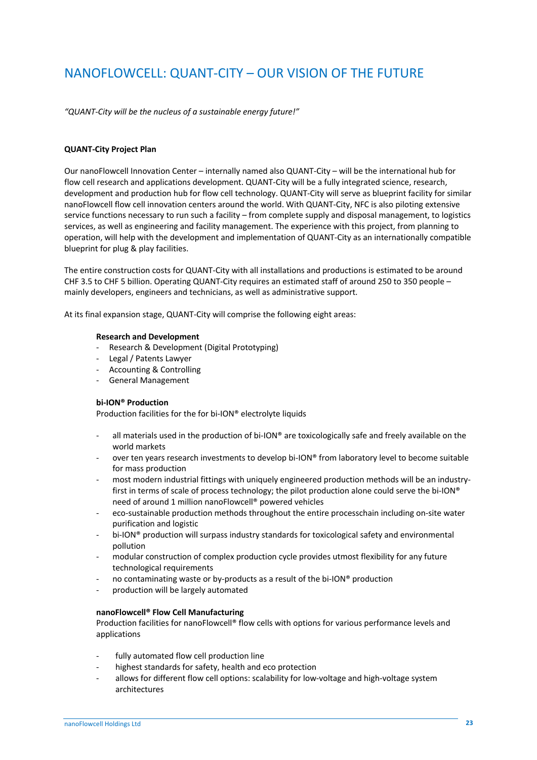# NANOFLOWCELL: QUANT-CITY – OUR VISION OF THE FUTURE

*"QUANT-City will be the nucleus of a sustainable energy future!"*

**QUANT-City Project Plan**

Our nanoFlowcell Innovation Center – internally named also QUANT-City – will be the international hub for flow cell research and applications development. QUANT-City will be a fully integrated science, research, development and production hub for flow cell technology. QUANT-City will serve as blueprint facility for similar nanoFlowcell flow cell innovation centers around the world. With QUANT-City, NFC is also piloting extensive service functions necessary to run such a facility – from complete supply and disposal management, to logistics services, as well as engineering and facility management. The experience with this project, from planning to operation, will help with the development and implementation of QUANT-City as an internationally compatible blueprint for plug & play facilities.

The entire construction costs for QUANT-City with all installations and productions is estimated to be around CHF 3.5 to CHF 5 billion. Operating QUANT-City requires an estimated staff of around 250 to 350 people – mainly developers, engineers and technicians, as well as administrative support.

At its final expansion stage, QUANT-City will comprise the following eight areas:

**Research and Development**
- Research & Development (Digital Prototyping)
- Legal / Patents Lawyer
- Accounting & Controlling
- General Management

**bi-ION® Production**
Production facilities for the for bi-ION® electrolyte liquids

- all materials used in the production of bi-ION® are toxicologically safe and freely available on the world markets
- over ten years research investments to develop bi-ION® from laboratory level to become suitable for mass production
- most modern industrial fittings with uniquely engineered production methods will be an industry-first in terms of scale of process technology; the pilot production alone could serve the bi-ION® need of around 1 million nanoFlowcell® powered vehicles
- eco-sustainable production methods throughout the entire processchain including on-site water purification and logistic
- bi-ION® production will surpass industry standards for toxicological safety and environmental pollution
- modular construction of complex production cycle provides utmost flexibility for any future technological requirements
- no contaminating waste or by-products as a result of the bi-ION® production
- production will be largely automated

**nanoFlowcell® Flow Cell Manufacturing**
Production facilities for nanoFlowcell® flow cells with options for various performance levels and applications

- fully automated flow cell production line
- highest standards for safety, health and eco protection
- allows for different flow cell options: scalability for low-voltage and high-voltage system architectures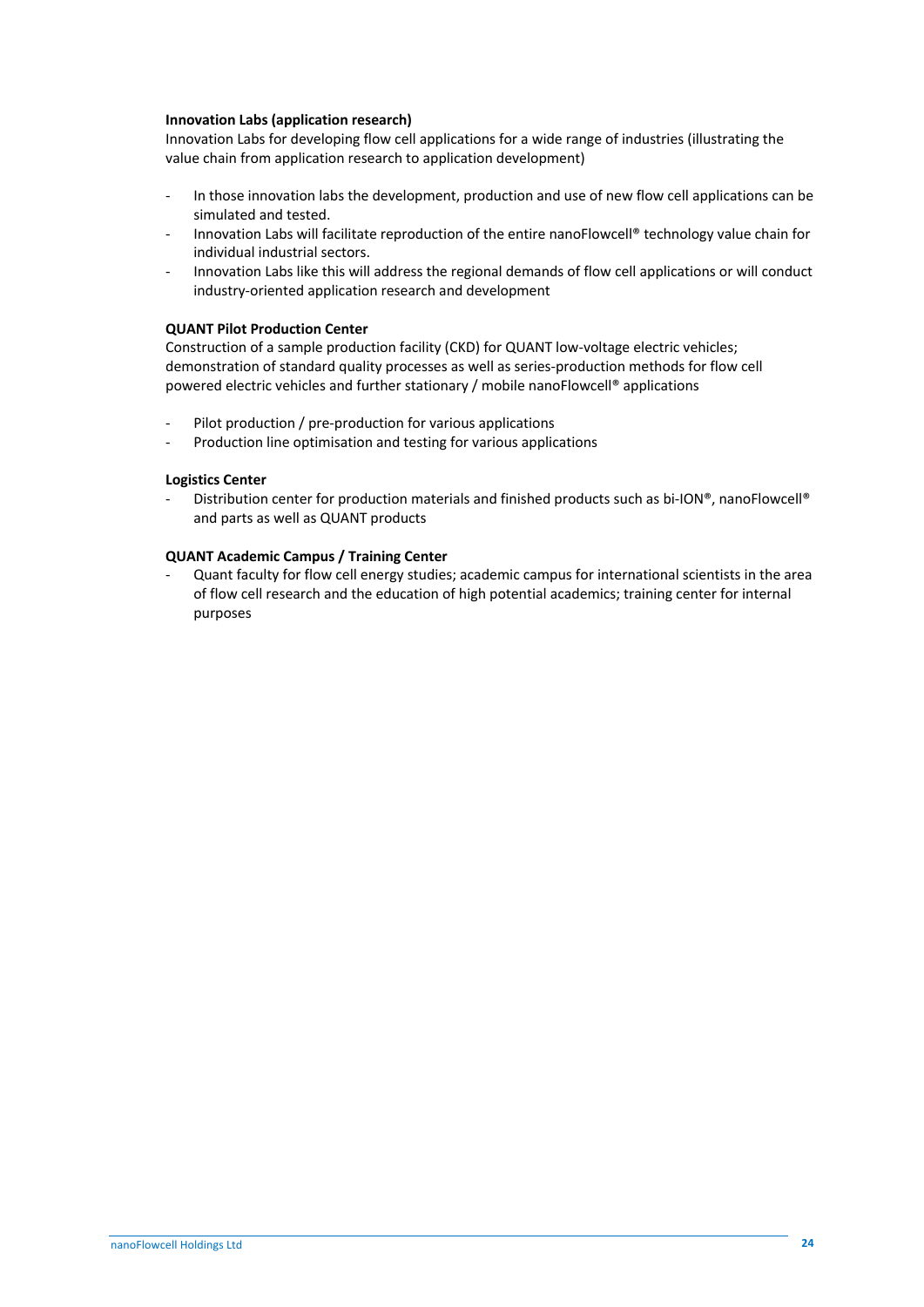**Innovation Labs (application research)**

Innovation Labs for developing flow cell applications for a wide range of industries (illustrating the value chain from application research to application development)

- In those innovation labs the development, production and use of new flow cell applications can be simulated and tested.
- Innovation Labs will facilitate reproduction of the entire nanoFlowcell® technology value chain for individual industrial sectors.
- Innovation Labs like this will address the regional demands of flow cell applications or will conduct industry-oriented application research and development

**QUANT Pilot Production Center**

Construction of a sample production facility (CKD) for QUANT low-voltage electric vehicles; demonstration of standard quality processes as well as series-production methods for flow cell powered electric vehicles and further stationary / mobile nanoFlowcell® applications

- Pilot production / pre-production for various applications
- Production line optimisation and testing for various applications

**Logistics Center**

- Distribution center for production materials and finished products such as bi-ION®, nanoFlowcell® and parts as well as QUANT products

**QUANT Academic Campus / Training Center**

- Quant faculty for flow cell energy studies; academic campus for international scientists in the area of flow cell research and the education of high potential academics; training center for internal purposes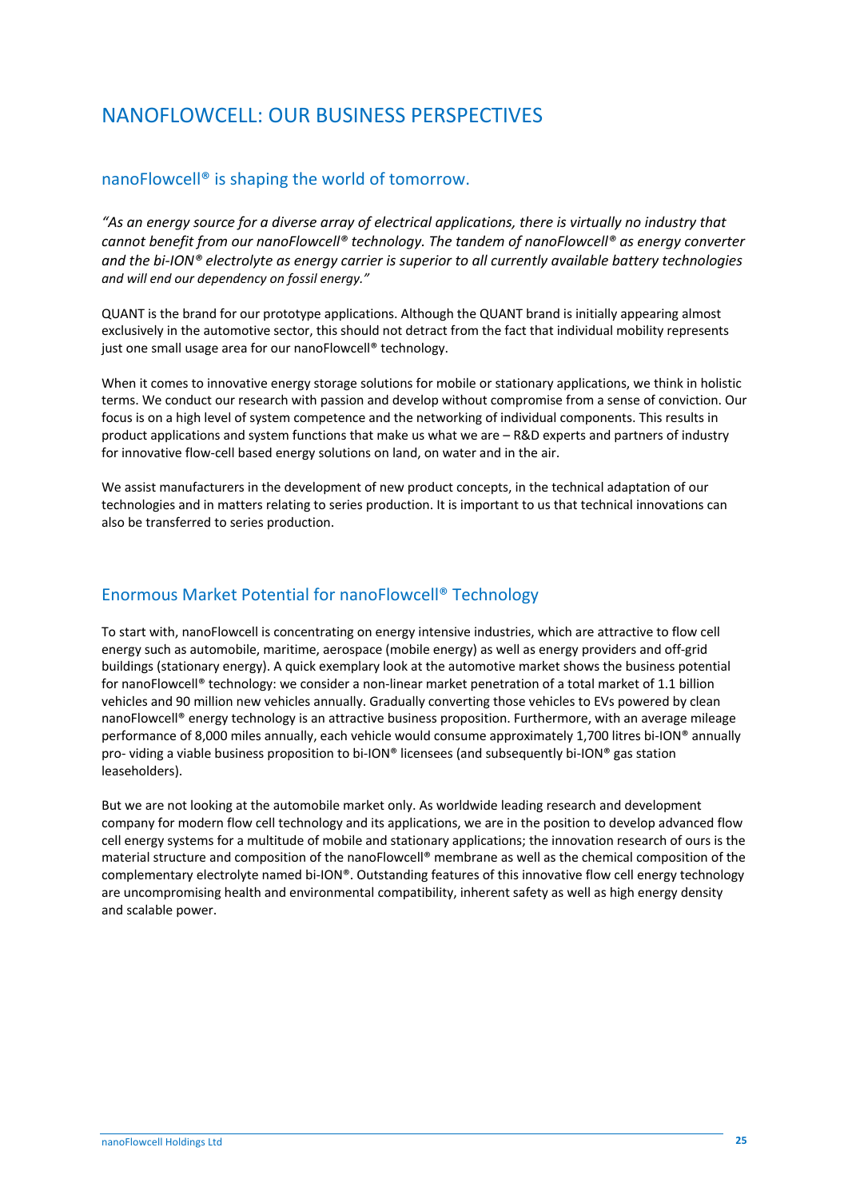# NANOFLOWCELL: OUR BUSINESS PERSPECTIVES

## nanoFlowcell® is shaping the world of tomorrow.

*"As an energy source for a diverse array of electrical applications, there is virtually no industry that cannot benefit from our nanoFlowcell® technology. The tandem of nanoFlowcell® as energy converter and the bi-ION® electrolyte as energy carrier is superior to all currently available battery technologies and will end our dependency on fossil energy."*

QUANT is the brand for our prototype applications. Although the QUANT brand is initially appearing almost exclusively in the automotive sector, this should not detract from the fact that individual mobility represents just one small usage area for our nanoFlowcell® technology.

When it comes to innovative energy storage solutions for mobile or stationary applications, we think in holistic terms. We conduct our research with passion and develop without compromise from a sense of conviction. Our focus is on a high level of system competence and the networking of individual components. This results in product applications and system functions that make us what we are – R&D experts and partners of industry for innovative flow-cell based energy solutions on land, on water and in the air.

We assist manufacturers in the development of new product concepts, in the technical adaptation of our technologies and in matters relating to series production. It is important to us that technical innovations can also be transferred to series production.

## Enormous Market Potential for nanoFlowcell® Technology

To start with, nanoFlowcell is concentrating on energy intensive industries, which are attractive to flow cell energy such as automobile, maritime, aerospace (mobile energy) as well as energy providers and off-grid buildings (stationary energy). A quick exemplary look at the automotive market shows the business potential for nanoFlowcell® technology: we consider a non-linear market penetration of a total market of 1.1 billion vehicles and 90 million new vehicles annually. Gradually converting those vehicles to EVs powered by clean nanoFlowcell® energy technology is an attractive business proposition. Furthermore, with an average mileage performance of 8,000 miles annually, each vehicle would consume approximately 1,700 litres bi-ION® annually pro- viding a viable business proposition to bi-ION® licensees (and subsequently bi-ION® gas station leaseholders).

But we are not looking at the automobile market only. As worldwide leading research and development company for modern flow cell technology and its applications, we are in the position to develop advanced flow cell energy systems for a multitude of mobile and stationary applications; the innovation research of ours is the material structure and composition of the nanoFlowcell® membrane as well as the chemical composition of the complementary electrolyte named bi-ION®. Outstanding features of this innovative flow cell energy technology are uncompromising health and environmental compatibility, inherent safety as well as high energy density and scalable power.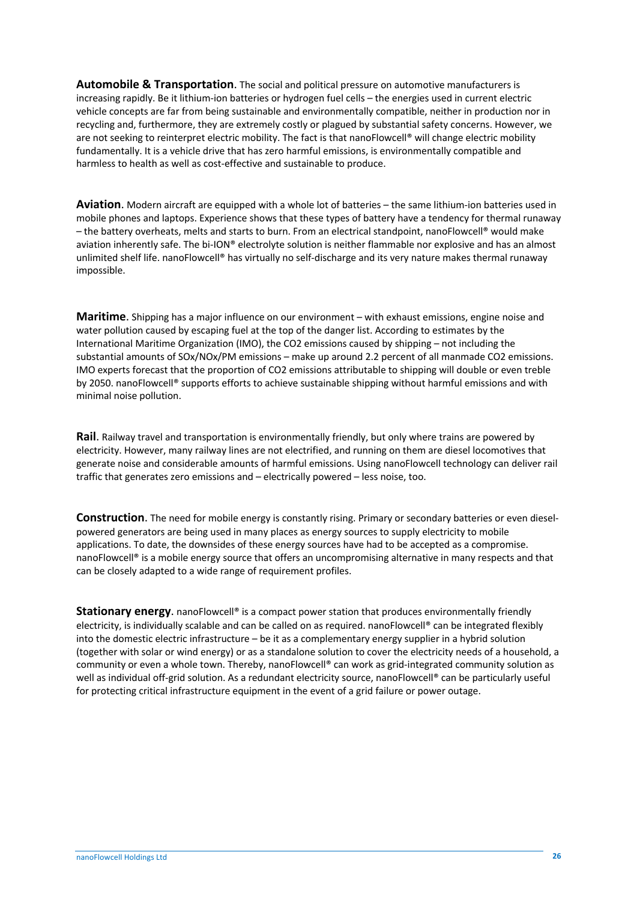**Automobile & Transportation**. The social and political pressure on automotive manufacturers is increasing rapidly. Be it lithium-ion batteries or hydrogen fuel cells – the energies used in current electric vehicle concepts are far from being sustainable and environmentally compatible, neither in production nor in recycling and, furthermore, they are extremely costly or plagued by substantial safety concerns. However, we are not seeking to reinterpret electric mobility. The fact is that nanoFlowcell® will change electric mobility fundamentally. It is a vehicle drive that has zero harmful emissions, is environmentally compatible and harmless to health as well as cost-effective and sustainable to produce.

**Aviation**. Modern aircraft are equipped with a whole lot of batteries – the same lithium-ion batteries used in mobile phones and laptops. Experience shows that these types of battery have a tendency for thermal runaway – the battery overheats, melts and starts to burn. From an electrical standpoint, nanoFlowcell® would make aviation inherently safe. The bi-ION® electrolyte solution is neither flammable nor explosive and has an almost unlimited shelf life. nanoFlowcell® has virtually no self-discharge and its very nature makes thermal runaway impossible.

**Maritime**. Shipping has a major influence on our environment – with exhaust emissions, engine noise and water pollution caused by escaping fuel at the top of the danger list. According to estimates by the International Maritime Organization (IMO), the CO2 emissions caused by shipping – not including the substantial amounts of SOx/NOx/PM emissions – make up around 2.2 percent of all manmade CO2 emissions. IMO experts forecast that the proportion of CO2 emissions attributable to shipping will double or even treble by 2050. nanoFlowcell® supports efforts to achieve sustainable shipping without harmful emissions and with minimal noise pollution.

**Rail**. Railway travel and transportation is environmentally friendly, but only where trains are powered by electricity. However, many railway lines are not electrified, and running on them are diesel locomotives that generate noise and considerable amounts of harmful emissions. Using nanoFlowcell technology can deliver rail traffic that generates zero emissions and – electrically powered – less noise, too.

**Construction**. The need for mobile energy is constantly rising. Primary or secondary batteries or even diesel-powered generators are being used in many places as energy sources to supply electricity to mobile applications. To date, the downsides of these energy sources have had to be accepted as a compromise. nanoFlowcell® is a mobile energy source that offers an uncompromising alternative in many respects and that can be closely adapted to a wide range of requirement profiles.

**Stationary energy**. nanoFlowcell® is a compact power station that produces environmentally friendly electricity, is individually scalable and can be called on as required. nanoFlowcell® can be integrated flexibly into the domestic electric infrastructure – be it as a complementary energy supplier in a hybrid solution (together with solar or wind energy) or as a standalone solution to cover the electricity needs of a household, a community or even a whole town. Thereby, nanoFlowcell® can work as grid-integrated community solution as well as individual off-grid solution. As a redundant electricity source, nanoFlowcell® can be particularly useful for protecting critical infrastructure equipment in the event of a grid failure or power outage.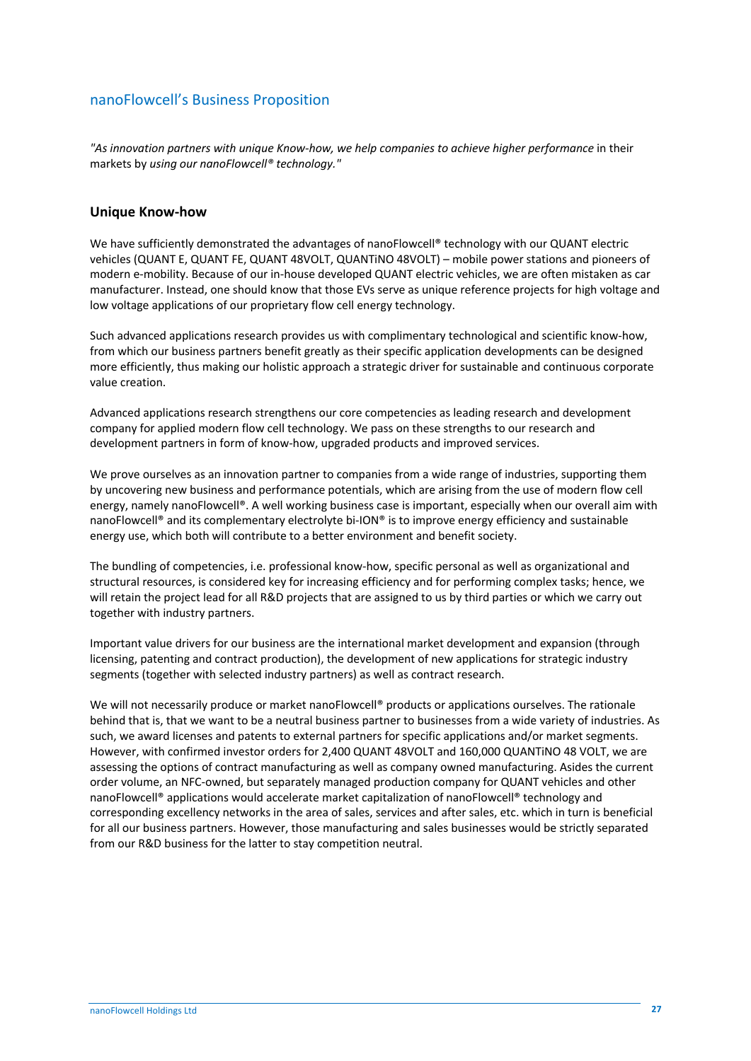## nanoFlowcell's Business Proposition

*"As innovation partners with unique Know-how, we help companies to achieve higher performance* in their markets by *using our nanoFlowcell® technology."*

### Unique Know-how

We have sufficiently demonstrated the advantages of nanoFlowcell® technology with our QUANT electric vehicles (QUANT E, QUANT FE, QUANT 48VOLT, QUANTiNO 48VOLT) – mobile power stations and pioneers of modern e-mobility. Because of our in-house developed QUANT electric vehicles, we are often mistaken as car manufacturer. Instead, one should know that those EVs serve as unique reference projects for high voltage and low voltage applications of our proprietary flow cell energy technology.

Such advanced applications research provides us with complimentary technological and scientific know-how, from which our business partners benefit greatly as their specific application developments can be designed more efficiently, thus making our holistic approach a strategic driver for sustainable and continuous corporate value creation.

Advanced applications research strengthens our core competencies as leading research and development company for applied modern flow cell technology. We pass on these strengths to our research and development partners in form of know-how, upgraded products and improved services.

We prove ourselves as an innovation partner to companies from a wide range of industries, supporting them by uncovering new business and performance potentials, which are arising from the use of modern flow cell energy, namely nanoFlowcell®. A well working business case is important, especially when our overall aim with nanoFlowcell® and its complementary electrolyte bi-ION® is to improve energy efficiency and sustainable energy use, which both will contribute to a better environment and benefit society.

The bundling of competencies, i.e. professional know-how, specific personal as well as organizational and structural resources, is considered key for increasing efficiency and for performing complex tasks; hence, we will retain the project lead for all R&D projects that are assigned to us by third parties or which we carry out together with industry partners.

Important value drivers for our business are the international market development and expansion (through licensing, patenting and contract production), the development of new applications for strategic industry segments (together with selected industry partners) as well as contract research.

We will not necessarily produce or market nanoFlowcell® products or applications ourselves. The rationale behind that is, that we want to be a neutral business partner to businesses from a wide variety of industries. As such, we award licenses and patents to external partners for specific applications and/or market segments. However, with confirmed investor orders for 2,400 QUANT 48VOLT and 160,000 QUANTiNO 48 VOLT, we are assessing the options of contract manufacturing as well as company owned manufacturing. Asides the current order volume, an NFC-owned, but separately managed production company for QUANT vehicles and other nanoFlowcell® applications would accelerate market capitalization of nanoFlowcell® technology and corresponding excellency networks in the area of sales, services and after sales, etc. which in turn is beneficial for all our business partners. However, those manufacturing and sales businesses would be strictly separated from our R&D business for the latter to stay competition neutral.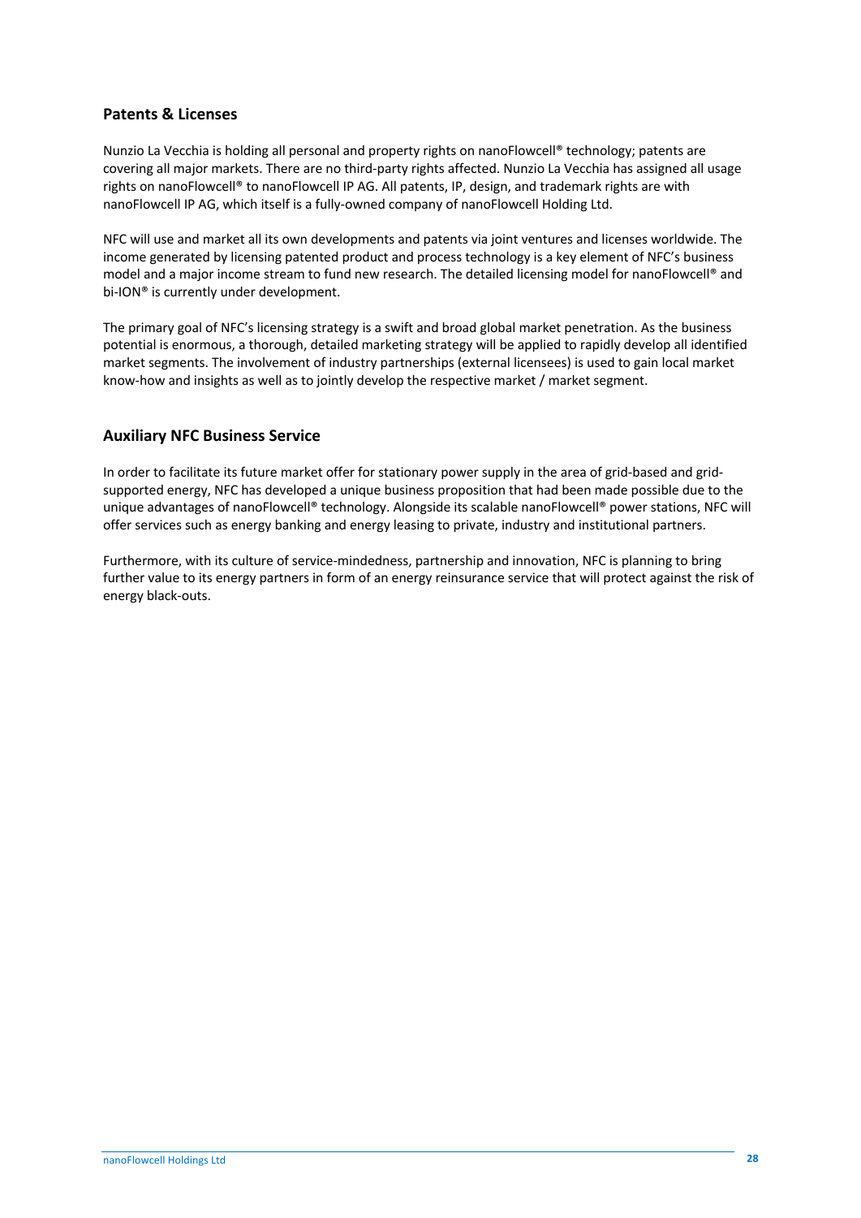## Patents & Licenses

Nunzio La Vecchia is holding all personal and property rights on nanoFlowcell® technology; patents are covering all major markets. There are no third-party rights affected. Nunzio La Vecchia has assigned all usage rights on nanoFlowcell® to nanoFlowcell IP AG. All patents, IP, design, and trademark rights are with nanoFlowcell IP AG, which itself is a fully-owned company of nanoFlowcell Holding Ltd.

NFC will use and market all its own developments and patents via joint ventures and licenses worldwide. The income generated by licensing patented product and process technology is a key element of NFC's business model and a major income stream to fund new research. The detailed licensing model for nanoFlowcell® and bi-ION® is currently under development.

The primary goal of NFC's licensing strategy is a swift and broad global market penetration. As the business potential is enormous, a thorough, detailed marketing strategy will be applied to rapidly develop all identified market segments. The involvement of industry partnerships (external licensees) is used to gain local market know-how and insights as well as to jointly develop the respective market / market segment.

## Auxiliary NFC Business Service

In order to facilitate its future market offer for stationary power supply in the area of grid-based and grid-supported energy, NFC has developed a unique business proposition that had been made possible due to the unique advantages of nanoFlowcell® technology. Alongside its scalable nanoFlowcell® power stations, NFC will offer services such as energy banking and energy leasing to private, industry and institutional partners.

Furthermore, with its culture of service-mindedness, partnership and innovation, NFC is planning to bring further value to its energy partners in form of an energy reinsurance service that will protect against the risk of energy black-outs.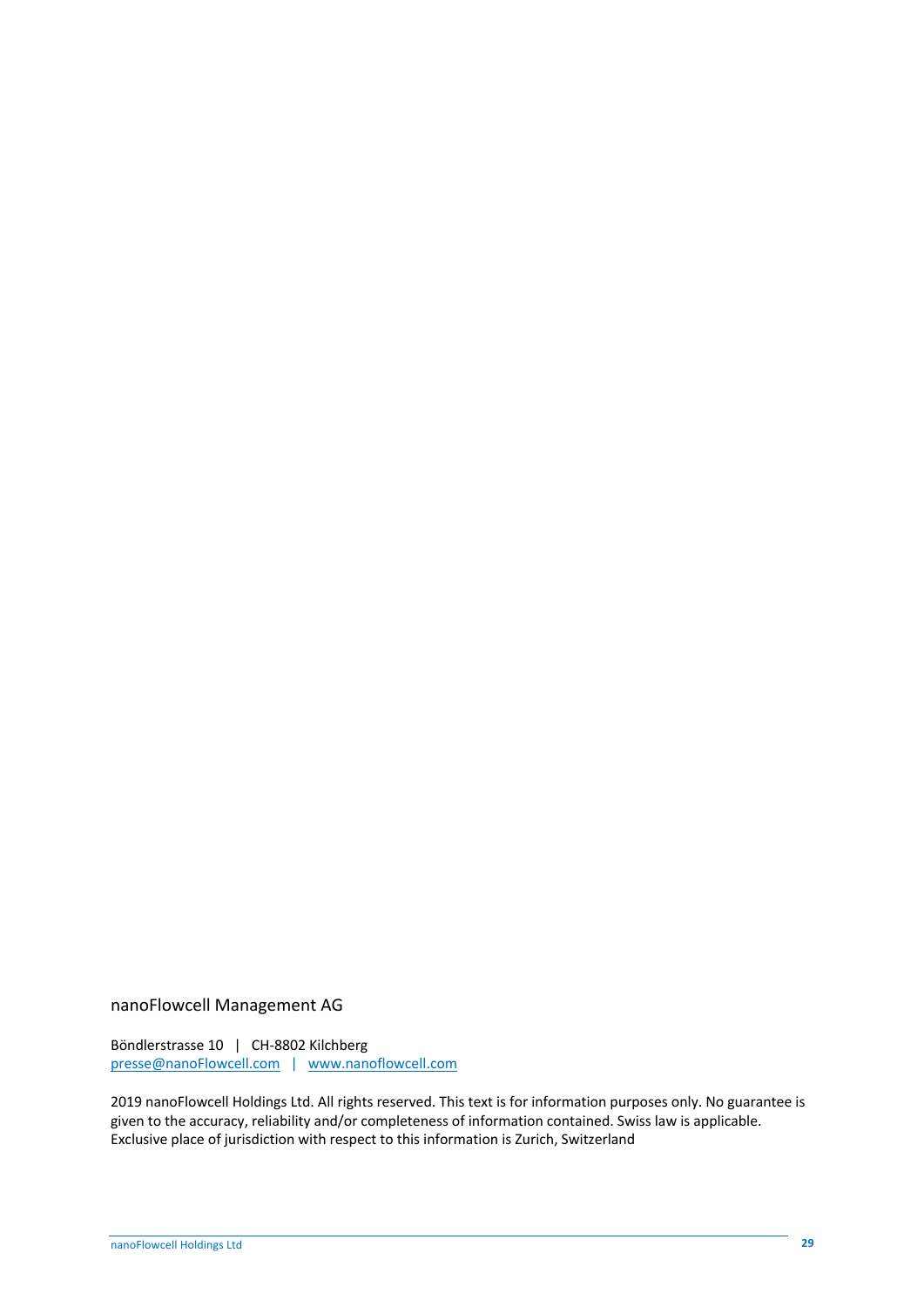nanoFlowcell Management AG

Böndlerstrasse 10 | CH-8802 Kilchberg
presse@nanoFlowcell.com | www.nanoflowcell.com

2019 nanoFlowcell Holdings Ltd. All rights reserved. This text is for information purposes only. No guarantee is given to the accuracy, reliability and/or completeness of information contained. Swiss law is applicable. Exclusive place of jurisdiction with respect to this information is Zurich, Switzerland